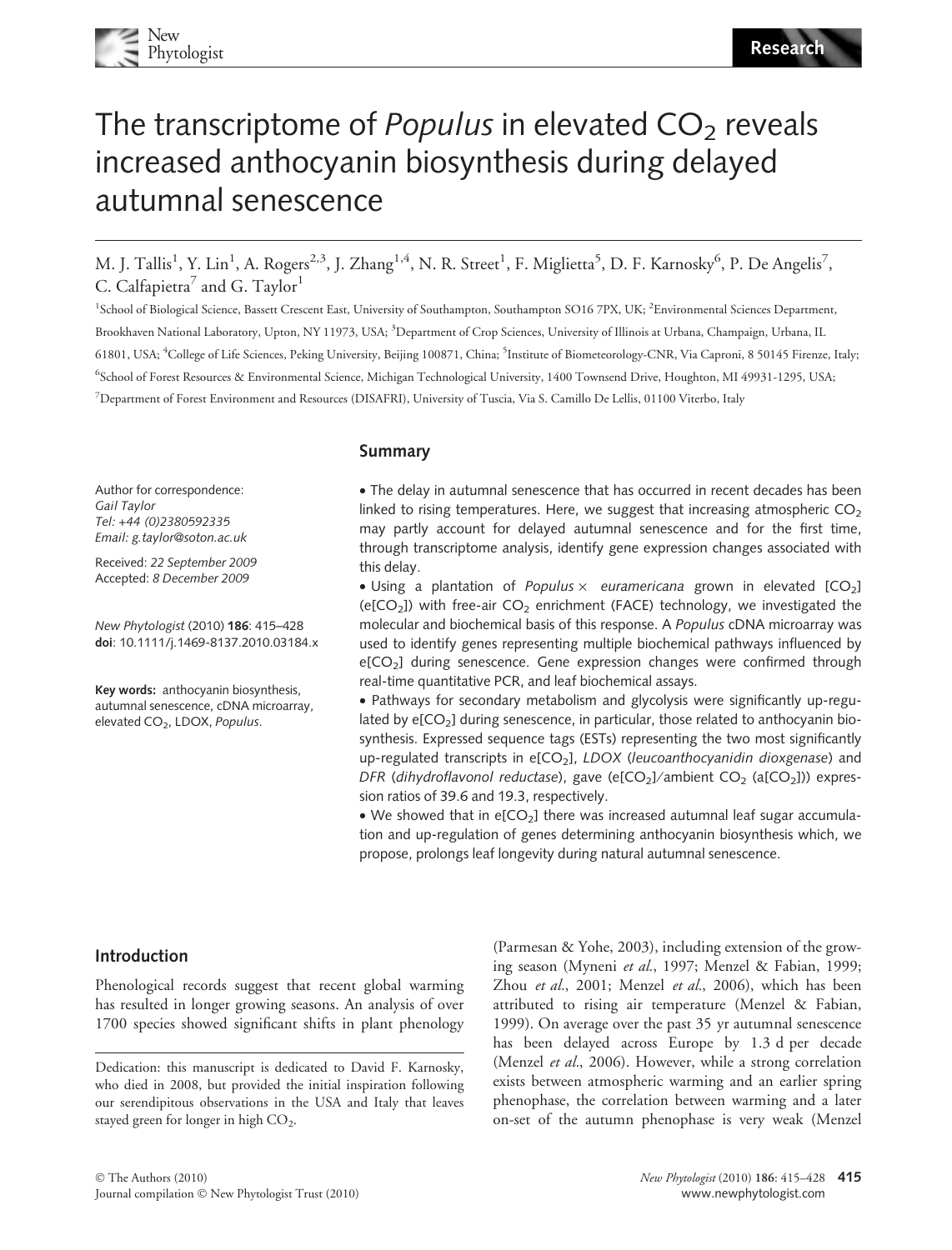# The transcriptome of *Populus* in elevated $CO_2$ reveals increased anthocyanin biosynthesis during delayed autumnal senescence

M. J. Tallis[1], Y. Lin[1], A. Rogers[2,3], J. Zhang[1,4], N. R. Street[1], F. Miglietta[5], D. F. Karnosky[6], P. De Angelis[7], C. Calfapietra[7] and G. Taylor[1]

[1]School of Biological Science, Bassett Crescent East, University of Southampton, Southampton SO16 7PX, UK; [2]Environmental Sciences Department, Brookhaven National Laboratory, Upton, NY 11973, USA; [3]Department of Crop Sciences, University of Illinois at Urbana, Champaign, Urbana, IL 61801, USA; [4]College of Life Sciences, Peking University, Beijing 100871, China; [5]Institute of Biometeorology-CNR, Via Caproni, 8 50145 Firenze, Italy; [6]School of Forest Resources & Environmental Science, Michigan Technological University, 1400 Townsend Drive, Houghton, MI 49931-1295, USA; [7]Department of Forest Environment and Resources (DISAFRI), University of Tuscia, Via S. Camillo De Lellis, 01100 Viterbo, Italy

Author for correspondence:
*Gail Taylor*
*Tel: +44 (0)2380592335*
*Email: g.taylor@soton.ac.uk*

Received: *22 September 2009*
Accepted: *8 December 2009*

*New Phytologist* (2010) **186**: 415–428
**doi**: 10.1111/j.1469-8137.2010.03184.x

**Key words:** anthocyanin biosynthesis, autumnal senescence, cDNA microarray, elevated $CO_2$, LDOX, *Populus*.

## Summary

- The delay in autumnal senescence that has occurred in recent decades has been linked to rising temperatures. Here, we suggest that increasing atmospheric $CO_2$ may partly account for delayed autumnal senescence and for the first time, through transcriptome analysis, identify gene expression changes associated with this delay.
- Using a plantation of *Populus* × *euramericana* grown in elevated [$CO_2$] (e[$CO_2$]) with free-air $CO_2$ enrichment (FACE) technology, we investigated the molecular and biochemical basis of this response. A *Populus* cDNA microarray was used to identify genes representing multiple biochemical pathways influenced by e[$CO_2$] during senescence. Gene expression changes were confirmed through real-time quantitative PCR, and leaf biochemical assays.
- Pathways for secondary metabolism and glycolysis were significantly up-regulated by e[$CO_2$] during senescence, in particular, those related to anthocyanin biosynthesis. Expressed sequence tags (ESTs) representing the two most significantly up-regulated transcripts in e[$CO_2$], *LDOX* (*leucoanthocyanidin dioxgenase*) and *DFR* (*dihydroflavonol reductase*), gave (e[$CO_2$]/ambient $CO_2$ (a[$CO_2$])) expression ratios of 39.6 and 19.3, respectively.
- We showed that in e[$CO_2$] there was increased autumnal leaf sugar accumulation and up-regulation of genes determining anthocyanin biosynthesis which, we propose, prolongs leaf longevity during natural autumnal senescence.

## Introduction

Phenological records suggest that recent global warming has resulted in longer growing seasons. An analysis of over 1700 species showed significant shifts in plant phenology (Parmesan & Yohe, 2003), including extension of the growing season (Myneni *et al.*, 1997; Menzel & Fabian, 1999; Zhou *et al.*, 2001; Menzel *et al.*, 2006), which has been attributed to rising air temperature (Menzel & Fabian, 1999). On average over the past 35 yr autumnal senescence has been delayed across Europe by 1.3 d per decade (Menzel *et al.*, 2006). However, while a strong correlation exists between atmospheric warming and an earlier spring phenophase, the correlation between warming and a later on-set of the autumn phenophase is very weak (Menzel

Dedication: this manuscript is dedicated to David F. Karnosky, who died in 2008, but provided the initial inspiration following our serendipitous observations in the USA and Italy that leaves stayed green for longer in high $CO_2$.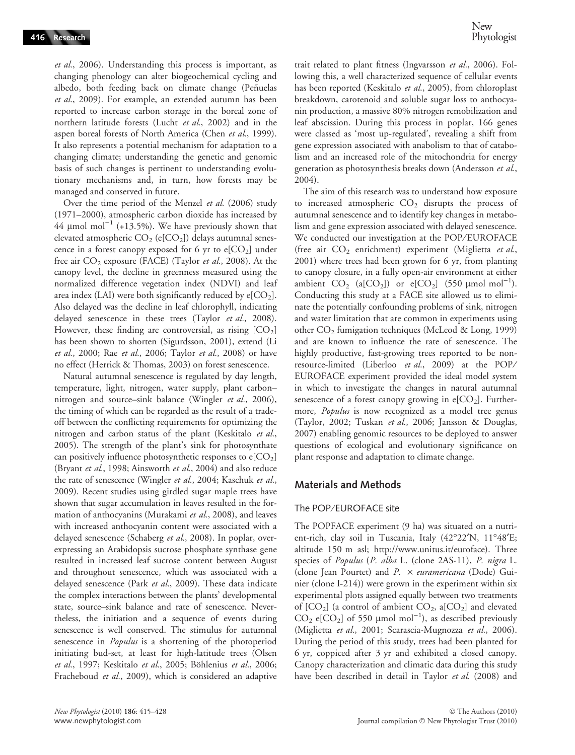*et al.*, 2006). Understanding this process is important, as changing phenology can alter biogeochemical cycling and albedo, both feeding back on climate change (Peñuelas *et al.*, 2009). For example, an extended autumn has been reported to increase carbon storage in the boreal zone of northern latitude forests (Lucht *et al.*, 2002) and in the aspen boreal forests of North America (Chen *et al.*, 1999). It also represents a potential mechanism for adaptation to a changing climate; understanding the genetic and genomic basis of such changes is pertinent to understanding evolutionary mechanisms and, in turn, how forests may be managed and conserved in future.

Over the time period of the Menzel *et al.* (2006) study (1971–2000), atmospheric carbon dioxide has increased by 44 $\mu$mol mol$^{-1}$ (+13.5%). We have previously shown that elevated atmospheric $CO_2$ (e[$CO_2$]) delays autumnal senescence in a forest canopy exposed for 6 yr to e[$CO_2$] under free air $CO_2$ exposure (FACE) (Taylor *et al.*, 2008). At the canopy level, the decline in greenness measured using the normalized difference vegetation index (NDVI) and leaf area index (LAI) were both significantly reduced by e[$CO_2$]. Also delayed was the decline in leaf chlorophyll, indicating delayed senescence in these trees (Taylor *et al.*, 2008). However, these finding are controversial, as rising [$CO_2$] has been shown to shorten (Sigurdsson, 2001), extend (Li *et al.*, 2000; Rae *et al.*, 2006; Taylor *et al.*, 2008) or have no effect (Herrick & Thomas, 2003) on forest senescence.

Natural autumnal senescence is regulated by day length, temperature, light, nitrogen, water supply, plant carbon–nitrogen and source–sink balance (Wingler *et al.*, 2006), the timing of which can be regarded as the result of a trade-off between the conflicting requirements for optimizing the nitrogen and carbon status of the plant (Keskitalo *et al.*, 2005). The strength of the plant's sink for photosynthate can positively influence photosynthetic responses to e[$CO_2$] (Bryant *et al.*, 1998; Ainsworth *et al.*, 2004) and also reduce the rate of senescence (Wingler *et al.*, 2004; Kaschuk *et al.*, 2009). Recent studies using girdled sugar maple trees have shown that sugar accumulation in leaves resulted in the formation of anthocyanins (Murakami *et al.*, 2008), and leaves with increased anthocyanin content were associated with a delayed senescence (Schaberg *et al.*, 2008). In poplar, over-expressing an Arabidopsis sucrose phosphate synthase gene resulted in increased leaf sucrose content between August and throughout senescence, which was associated with a delayed senescence (Park *et al.*, 2009). These data indicate the complex interactions between the plants' developmental state, source–sink balance and rate of senescence. Nevertheless, the initiation and a sequence of events during senescence is well conserved. The stimulus for autumnal senescence in *Populus* is a shortening of the photoperiod initiating bud-set, at least for high-latitude trees (Olsen *et al.*, 1997; Keskitalo *et al.*, 2005; Böhlenius *et al.*, 2006; Fracheboud *et al.*, 2009), which is considered an adaptive trait related to plant fitness (Ingvarsson *et al.*, 2006). Following this, a well characterized sequence of cellular events has been reported (Keskitalo *et al.*, 2005), from chloroplast breakdown, carotenoid and soluble sugar loss to anthocyanin production, a massive 80% nitrogen remobilization and leaf abscission. During this process in poplar, 166 genes were classed as 'most up-regulated', revealing a shift from gene expression associated with anabolism to that of catabolism and an increased role of the mitochondria for energy generation as photosynthesis breaks down (Andersson *et al.*, 2004).

The aim of this research was to understand how exposure to increased atmospheric $CO_2$ disrupts the process of autumnal senescence and to identify key changes in metabolism and gene expression associated with delayed senescence. We conducted our investigation at the POP/EUROFACE (free air $CO_2$ enrichment) experiment (Miglietta *et al.*, 2001) where trees had been grown for 6 yr, from planting to canopy closure, in a fully open-air environment at either ambient $CO_2$ (a[$CO_2$]) or e[$CO_2$] (550 $\mu$mol mol$^{-1}$). Conducting this study at a FACE site allowed us to eliminate the potentially confounding problems of sink, nitrogen and water limitation that are common in experiments using other $CO_2$ fumigation techniques (McLeod & Long, 1999) and are known to influence the rate of senescence. The highly productive, fast-growing trees reported to be non-resource-limited (Liberloo *et al.*, 2009) at the POP/EUROFACE experiment provided the ideal model system in which to investigate the changes in natural autumnal senescence of a forest canopy growing in e[$CO_2$]. Furthermore, *Populus* is now recognized as a model tree genus (Taylor, 2002; Tuskan *et al.*, 2006; Jansson & Douglas, 2007) enabling genomic resources to be deployed to answer questions of ecological and evolutionary significance on plant response and adaptation to climate change.

## Materials and Methods

### The POP/EUROFACE site

The POPFACE experiment (9 ha) was situated on a nutrient-rich, clay soil in Tuscania, Italy (42°22′N, 11°48′E; altitude 150 m asl; http://www.unitus.it/euroface). Three species of *Populus* (*P. alba* L. (clone 2AS-11), *P. nigra* L. (clone Jean Pourtet) and *P.* × *euramericana* (Dode) Guinier (clone I-214)) were grown in the experiment within six experimental plots assigned equally between two treatments of [$CO_2$] (a control of ambient $CO_2$, a[$CO_2$] and elevated $CO_2$ e[$CO_2$] of 550 $\mu$mol mol$^{-1}$), as described previously (Miglietta *et al.*, 2001; Scarascia-Mugnozza *et al.*, 2006). During the period of this study, trees had been planted for 6 yr, coppiced after 3 yr and exhibited a closed canopy. Canopy characterization and climatic data during this study have been described in detail in Taylor *et al.* (2008) and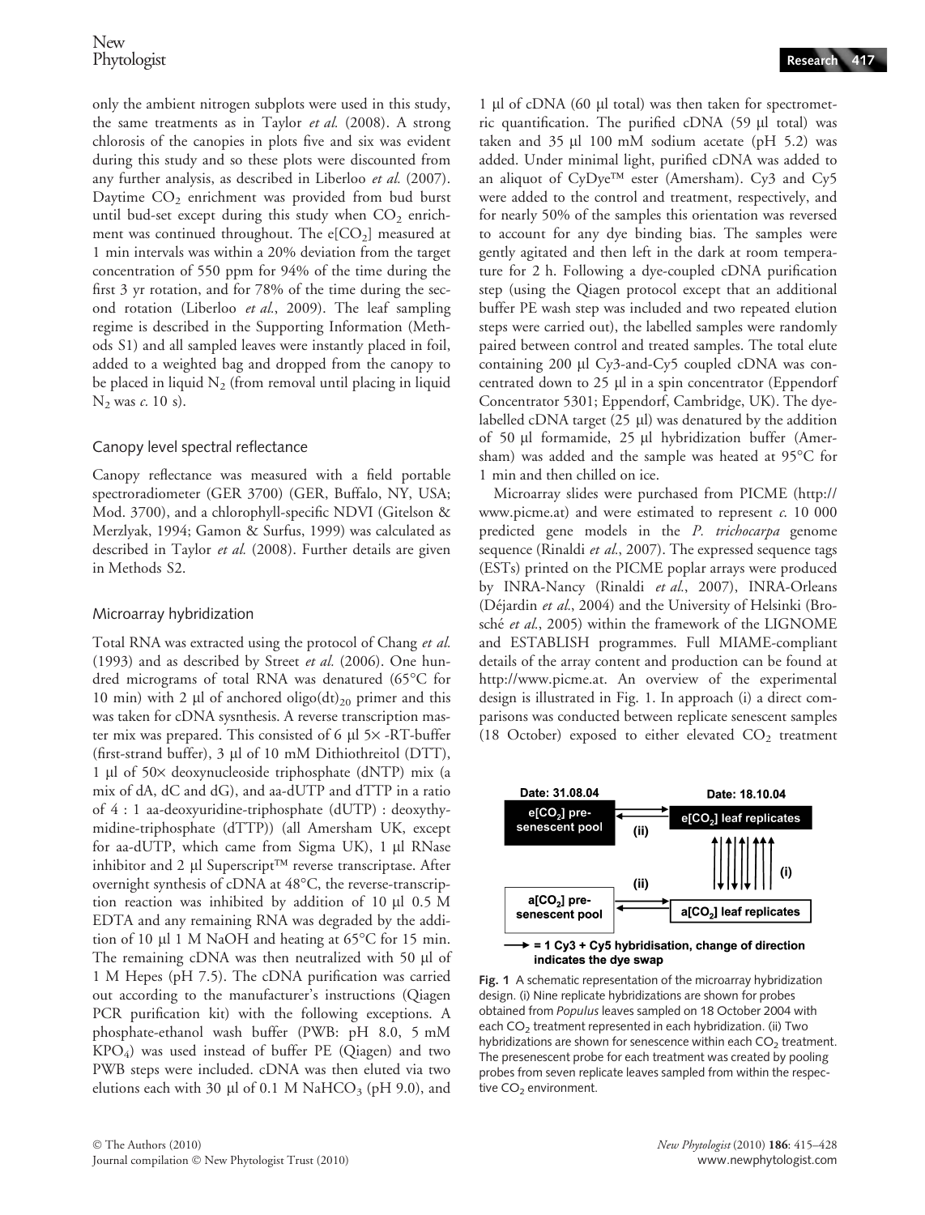only the ambient nitrogen subplots were used in this study, the same treatments as in Taylor *et al.* (2008). A strong chlorosis of the canopies in plots five and six was evident during this study and so these plots were discounted from any further analysis, as described in Liberloo *et al.* (2007). Daytime $CO_2$ enrichment was provided from bud burst until bud-set except during this study when $CO_2$ enrichment was continued throughout. The e[$CO_2$] measured at 1 min intervals was within a 20% deviation from the target concentration of 550 ppm for 94% of the time during the first 3 yr rotation, and for 78% of the time during the second rotation (Liberloo *et al.*, 2009). The leaf sampling regime is described in the Supporting Information (Methods S1) and all sampled leaves were instantly placed in foil, added to a weighted bag and dropped from the canopy to be placed in liquid $N_2$ (from removal until placing in liquid $N_2$ was *c.* 10 s).

### Canopy level spectral reflectance

Canopy reflectance was measured with a field portable spectroradiometer (GER 3700) (GER, Buffalo, NY, USA; Mod. 3700), and a chlorophyll-specific NDVI (Gitelson & Merzlyak, 1994; Gamon & Surfus, 1999) was calculated as described in Taylor *et al.* (2008). Further details are given in Methods S2.

### Microarray hybridization

Total RNA was extracted using the protocol of Chang *et al.* (1993) and as described by Street *et al.* (2006). One hundred micrograms of total RNA was denatured (65°C for 10 min) with 2 µl of anchored oligo(dt)$_{20}$ primer and this was taken for cDNA sysnthesis. A reverse transcription master mix was prepared. This consisted of 6 µl 5× -RT-buffer (first-strand buffer), 3 µl of 10 mM Dithiothreitol (DTT), 1 µl of 50× deoxynucleoside triphosphate (dNTP) mix (a mix of dA, dC and dG), and aa-dUTP and dTTP in a ratio of 4 : 1 aa-deoxyuridine-triphosphate (dUTP) : deoxythymidine-triphosphate (dTTP)) (all Amersham UK, except for aa-dUTP, which came from Sigma UK), 1 µl RNase inhibitor and 2 µl Superscript™ reverse transcriptase. After overnight synthesis of cDNA at 48°C, the reverse-transcription reaction was inhibited by addition of 10 µl 0.5 M EDTA and any remaining RNA was degraded by the addition of 10 µl 1 M NaOH and heating at 65°C for 15 min. The remaining cDNA was then neutralized with 50 µl of 1 M Hepes (pH 7.5). The cDNA purification was carried out according to the manufacturer's instructions (Qiagen PCR purification kit) with the following exceptions. A phosphate-ethanol wash buffer (PWB: pH 8.0, 5 mM $KPO_4$) was used instead of buffer PE (Qiagen) and two PWB steps were included. cDNA was then eluted via two elutions each with 30 µl of 0.1 M $NaHCO_3$ (pH 9.0), and 1 µl of cDNA (60 µl total) was then taken for spectrometric quantification. The purified cDNA (59 µl total) was taken and 35 µl 100 mM sodium acetate (pH 5.2) was added. Under minimal light, purified cDNA was added to an aliquot of CyDye™ ester (Amersham). Cy3 and Cy5 were added to the control and treatment, respectively, and for nearly 50% of the samples this orientation was reversed to account for any dye binding bias. The samples were gently agitated and then left in the dark at room temperature for 2 h. Following a dye-coupled cDNA purification step (using the Qiagen protocol except that an additional buffer PE wash step was included and two repeated elution steps were carried out), the labelled samples were randomly paired between control and treated samples. The total elute containing 200 µl Cy3-and-Cy5 coupled cDNA was concentrated down to 25 µl in a spin concentrator (Eppendorf Concentrator 5301; Eppendorf, Cambridge, UK). The dye-labelled cDNA target (25 µl) was denatured by the addition of 50 µl formamide, 25 µl hybridization buffer (Amersham) was added and the sample was heated at 95°C for 1 min and then chilled on ice.

Microarray slides were purchased from PICME (http://www.picme.at) and were estimated to represent *c.* 10 000 predicted gene models in the *P. trichocarpa* genome sequence (Rinaldi *et al.*, 2007). The expressed sequence tags (ESTs) printed on the PICME poplar arrays were produced by INRA-Nancy (Rinaldi *et al.*, 2007), INRA-Orleans (Déjardin *et al.*, 2004) and the University of Helsinki (Brosché *et al.*, 2005) within the framework of the LIGNOME and ESTABLISH programmes. Full MIAME-compliant details of the array content and production can be found at http://www.picme.at. An overview of the experimental design is illustrated in Fig. 1. In approach (i) a direct comparisons was conducted between replicate senescent samples (18 October) exposed to either elevated $CO_2$ treatment

Date: 31.08.04 | Date: 18.10.04

e[$CO_2$] pre-senescent pool | e[$CO_2$] leaf replicates | (i) | (ii)

a[$CO_2$] pre-senescent pool | a[$CO_2$] leaf replicates

→ = 1 Cy3 + Cy5 hybridisation, change of direction indicates the dye swap

**Fig. 1** A schematic representation of the microarray hybridization design. (i) Nine replicate hybridizations are shown for probes obtained from *Populus* leaves sampled on 18 October 2004 with each $CO_2$ treatment represented in each hybridization. (ii) Two hybridizations are shown for senescence within each $CO_2$ treatment. The presenescent probe for each treatment was created by pooling probes from seven replicate leaves sampled from within the respective $CO_2$ environment.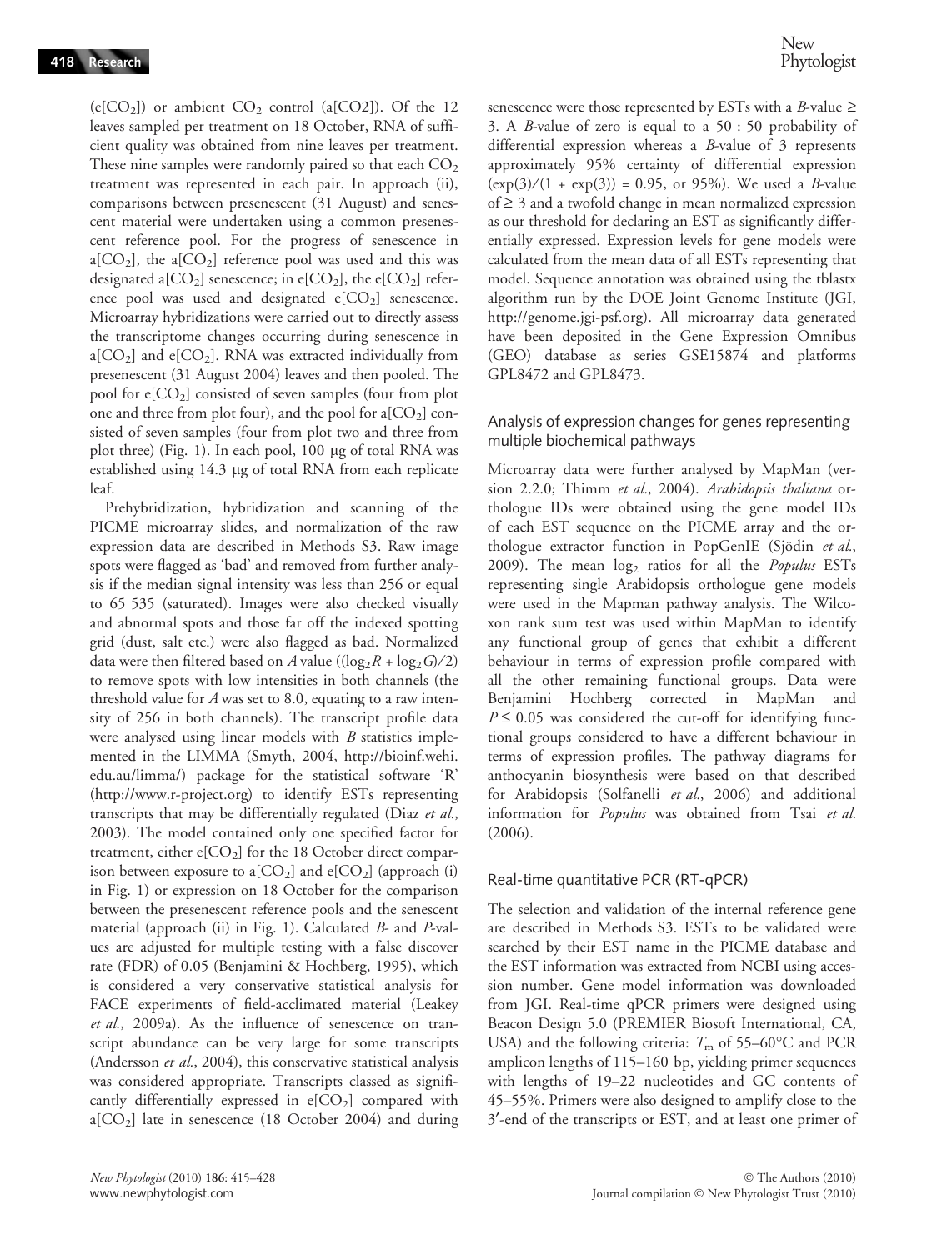($e[CO_2]$) or ambient $CO_2$ control ($a[CO2]$). Of the 12 leaves sampled per treatment on 18 October, RNA of sufficient quality was obtained from nine leaves per treatment. These nine samples were randomly paired so that each $CO_2$ treatment was represented in each pair. In approach (ii), comparisons between presenescent (31 August) and senescent material were undertaken using a common presenescent reference pool. For the progress of senescence in $a[CO_2]$, the $a[CO_2]$ reference pool was used and this was designated $a[CO_2]$ senescence; in $e[CO_2]$, the $e[CO_2]$ reference pool was used and designated $e[CO_2]$ senescence. Microarray hybridizations were carried out to directly assess the transcriptome changes occurring during senescence in $a[CO_2]$ and $e[CO_2]$. RNA was extracted individually from presenescent (31 August 2004) leaves and then pooled. The pool for $e[CO_2]$ consisted of seven samples (four from plot one and three from plot four), and the pool for $a[CO_2]$ consisted of seven samples (four from plot two and three from plot three) (Fig. 1). In each pool, 100 μg of total RNA was established using 14.3 μg of total RNA from each replicate leaf.

Prehybridization, hybridization and scanning of the PICME microarray slides, and normalization of the raw expression data are described in Methods S3. Raw image spots were flagged as 'bad' and removed from further analysis if the median signal intensity was less than 256 or equal to 65 535 (saturated). Images were also checked visually and abnormal spots and those far off the indexed spotting grid (dust, salt etc.) were also flagged as bad. Normalized data were then filtered based on *A* value ($(\log_2 R + \log_2 G)/2$) to remove spots with low intensities in both channels (the threshold value for *A* was set to 8.0, equating to a raw intensity of 256 in both channels). The transcript profile data were analysed using linear models with *B* statistics implemented in the LIMMA (Smyth, 2004, http://bioinf.wehi.edu.au/limma/) package for the statistical software 'R' (http://www.r-project.org) to identify ESTs representing transcripts that may be differentially regulated (Diaz *et al.*, 2003). The model contained only one specified factor for treatment, either $e[CO_2]$ for the 18 October direct comparison between exposure to $a[CO_2]$ and $e[CO_2]$ (approach (i) in Fig. 1) or expression on 18 October for the comparison between the presenescent reference pools and the senescent material (approach (ii) in Fig. 1). Calculated *B*- and *P*-values are adjusted for multiple testing with a false discover rate (FDR) of 0.05 (Benjamini & Hochberg, 1995), which is considered a very conservative statistical analysis for FACE experiments of field-acclimated material (Leakey *et al.*, 2009a). As the influence of senescence on transcript abundance can be very large for some transcripts (Andersson *et al.*, 2004), this conservative statistical analysis was considered appropriate. Transcripts classed as significantly differentially expressed in $e[CO_2]$ compared with $a[CO_2]$ late in senescence (18 October 2004) and during senescence were those represented by ESTs with a *B*-value ≥ 3. A *B*-value of zero is equal to a 50 : 50 probability of differential expression whereas a *B*-value of 3 represents approximately 95% certainty of differential expression ($\exp(3)/(1 + \exp(3)) = 0.95$, or 95%). We used a *B*-value of ≥ 3 and a twofold change in mean normalized expression as our threshold for declaring an EST as significantly differentially expressed. Expression levels for gene models were calculated from the mean data of all ESTs representing that model. Sequence annotation was obtained using the tblastx algorithm run by the DOE Joint Genome Institute (JGI, http://genome.jgi-psf.org). All microarray data generated have been deposited in the Gene Expression Omnibus (GEO) database as series GSE15874 and platforms GPL8472 and GPL8473.

### Analysis of expression changes for genes representing multiple biochemical pathways

Microarray data were further analysed by MapMan (version 2.2.0; Thimm *et al.*, 2004). *Arabidopsis thaliana* orthologue IDs were obtained using the gene model IDs of each EST sequence on the PICME array and the orthologue extractor function in PopGenIE (Sjödin *et al.*, 2009). The mean $\log_2$ ratios for all the *Populus* ESTs representing single Arabidopsis orthologue gene models were used in the Mapman pathway analysis. The Wilcoxon rank sum test was used within MapMan to identify any functional group of genes that exhibit a different behaviour in terms of expression profile compared with all the other remaining functional groups. Data were Benjamini Hochberg corrected in MapMan and $P \leq 0.05$ was considered the cut-off for identifying functional groups considered to have a different behaviour in terms of expression profiles. The pathway diagrams for anthocyanin biosynthesis were based on that described for Arabidopsis (Solfanelli *et al.*, 2006) and additional information for *Populus* was obtained from Tsai *et al.* (2006).

### Real-time quantitative PCR (RT-qPCR)

The selection and validation of the internal reference gene are described in Methods S3. ESTs to be validated were searched by their EST name in the PICME database and the EST information was extracted from NCBI using accession number. Gene model information was downloaded from JGI. Real-time qPCR primers were designed using Beacon Design 5.0 (PREMIER Biosoft International, CA, USA) and the following criteria: $T_m$ of 55–60°C and PCR amplicon lengths of 115–160 bp, yielding primer sequences with lengths of 19–22 nucleotides and GC contents of 45–55%. Primers were also designed to amplify close to the 3′-end of the transcripts or EST, and at least one primer of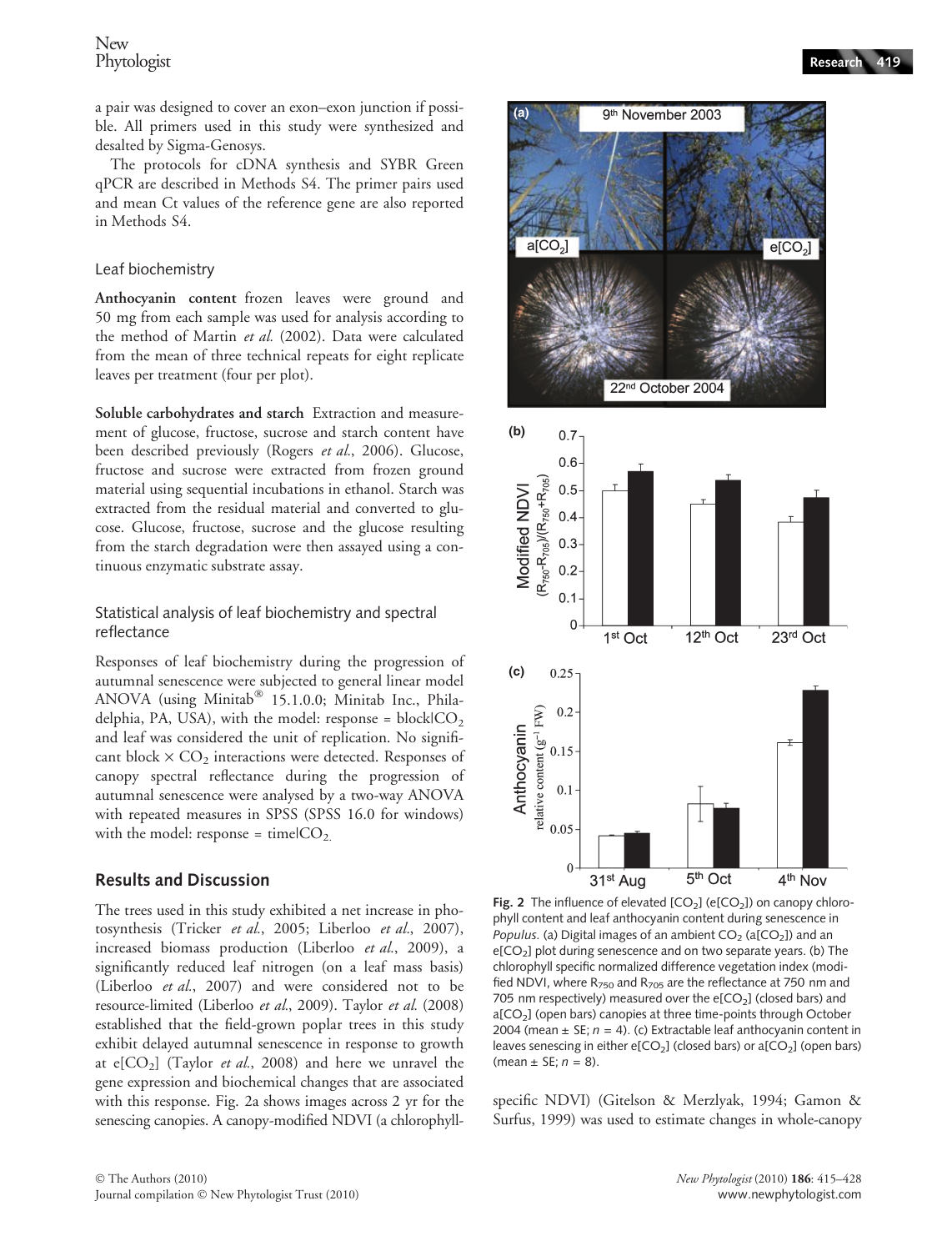a pair was designed to cover an exon–exon junction if possible. All primers used in this study were synthesized and desalted by Sigma-Genosys.

The protocols for cDNA synthesis and SYBR Green qPCR are described in Methods S4. The primer pairs used and mean Ct values of the reference gene are also reported in Methods S4.

### Leaf biochemistry

**Anthocyanin content** frozen leaves were ground and 50 mg from each sample was used for analysis according to the method of Martin *et al.* (2002). Data were calculated from the mean of three technical repeats for eight replicate leaves per treatment (four per plot).

**Soluble carbohydrates and starch** Extraction and measurement of glucose, fructose, sucrose and starch content have been described previously (Rogers *et al.*, 2006). Glucose, fructose and sucrose were extracted from frozen ground material using sequential incubations in ethanol. Starch was extracted from the residual material and converted to glucose. Glucose, fructose, sucrose and the glucose resulting from the starch degradation were then assayed using a continuous enzymatic substrate assay.

### Statistical analysis of leaf biochemistry and spectral reflectance

Responses of leaf biochemistry during the progression of autumnal senescence were subjected to general linear model ANOVA (using Minitab® 15.1.0.0; Minitab Inc., Philadelphia, PA, USA), with the model: response = block|$CO_2$ and leaf was considered the unit of replication. No significant block × $CO_2$ interactions were detected. Responses of canopy spectral reflectance during the progression of autumnal senescence were analysed by a two-way ANOVA with repeated measures in SPSS (SPSS 16.0 for windows) with the model: response = time|$CO_2$.

## Results and Discussion

The trees used in this study exhibited a net increase in photosynthesis (Tricker *et al.*, 2005; Liberloo *et al.*, 2007), increased biomass production (Liberloo *et al.*, 2009), a significantly reduced leaf nitrogen (on a leaf mass basis) (Liberloo *et al.*, 2007) and were considered not to be resource-limited (Liberloo *et al.*, 2009). Taylor *et al.* (2008) established that the field-grown poplar trees in this study exhibit delayed autumnal senescence in response to growth at e[$CO_2$] (Taylor *et al.*, 2008) and here we unravel the gene expression and biochemical changes that are associated with this response. Fig. 2a shows images across 2 yr for the senescing canopies. A canopy-modified NDVI (a chlorophyll-specific NDVI) (Gitelson & Merzlyak, 1994; Gamon & Surfus, 1999) was used to estimate changes in whole-canopy

**Fig. 2** The influence of elevated [$CO_2$] (e[$CO_2$]) on canopy chlorophyll content and leaf anthocyanin content during senescence in *Populus*. (a) Digital images of an ambient $CO_2$ (a[$CO_2$]) and an e[$CO_2$] plot during senescence and on two separate years. (b) The chlorophyll specific normalized difference vegetation index (modified NDVI, where $R_{750}$ and $R_{705}$ are the reflectance at 750 nm and 705 nm respectively) measured over the e[$CO_2$] (closed bars) and a[$CO_2$] (open bars) canopies at three time-points through October 2004 (mean ± SE; $n$ = 4). (c) Extractable leaf anthocyanin content in leaves senescing in either e[$CO_2$] (closed bars) or a[$CO_2$] (open bars) (mean ± SE; $n$ = 8).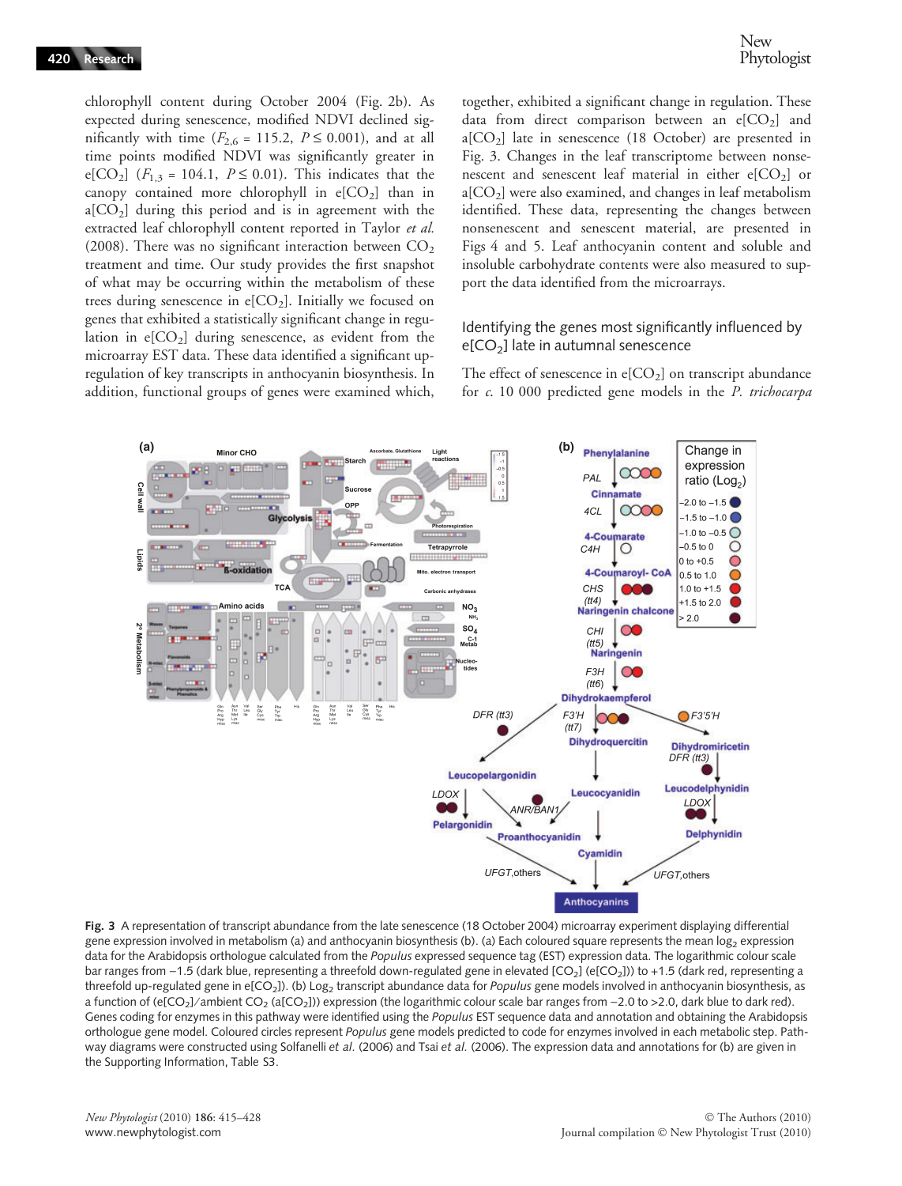chlorophyll content during October 2004 (Fig. 2b). As expected during senescence, modified NDVI declined significantly with time ($F_{2,6}$ = 115.2, $P \leq 0.001$), and at all time points modified NDVI was significantly greater in e[$CO_2$] ($F_{1,3}$ = 104.1, $P \leq 0.01$). This indicates that the canopy contained more chlorophyll in e[$CO_2$] than in a[$CO_2$] during this period and is in agreement with the extracted leaf chlorophyll content reported in Taylor *et al.* (2008). There was no significant interaction between $CO_2$ treatment and time. Our study provides the first snapshot of what may be occurring within the metabolism of these trees during senescence in e[$CO_2$]. Initially we focused on genes that exhibited a statistically significant change in regulation in e[$CO_2$] during senescence, as evident from the microarray EST data. These data identified a significant up-regulation of key transcripts in anthocyanin biosynthesis. In addition, functional groups of genes were examined which, together, exhibited a significant change in regulation. These data from direct comparison between an e[$CO_2$] and a[$CO_2$] late in senescence (18 October) are presented in Fig. 3. Changes in the leaf transcriptome between nonsenescent and senescent leaf material in either e[$CO_2$] or a[$CO_2$] were also examined, and changes in leaf metabolism identified. These data, representing the changes between nonsenescent and senescent material, are presented in Figs 4 and 5. Leaf anthocyanin content and soluble and insoluble carbohydrate contents were also measured to support the data identified from the microarrays.

## Identifying the genes most significantly influenced by e[$CO_2$] late in autumnal senescence

The effect of senescence in e[$CO_2$] on transcript abundance for *c.* 10 000 predicted gene models in the *P. trichocarpa*

**Fig. 3** A representation of transcript abundance from the late senescence (18 October 2004) microarray experiment displaying differential gene expression involved in metabolism (a) and anthocyanin biosynthesis (b). (a) Each coloured square represents the mean $\log_2$ expression data for the Arabidopsis orthologue calculated from the *Populus* expressed sequence tag (EST) expression data. The logarithmic colour scale bar ranges from −1.5 (dark blue, representing a threefold down-regulated gene in elevated [$CO_2$] (e[$CO_2$])) to +1.5 (dark red, representing a threefold up-regulated gene in e[$CO_2$]). (b) $\log_2$ transcript abundance data for *Populus* gene models involved in anthocyanin biosynthesis, as a function of (e[$CO_2$]/ambient $CO_2$ (a[$CO_2$])) expression (the logarithmic colour scale bar ranges from −2.0 to >2.0, dark blue to dark red). Genes coding for enzymes in this pathway were identified using the *Populus* EST sequence data and annotation and obtaining the Arabidopsis orthologue gene model. Coloured circles represent *Populus* gene models predicted to code for enzymes involved in each metabolic step. Pathway diagrams were constructed using Solfanelli *et al.* (2006) and Tsai *et al.* (2006). The expression data and annotations for (b) are given in the Supporting Information, Table S3.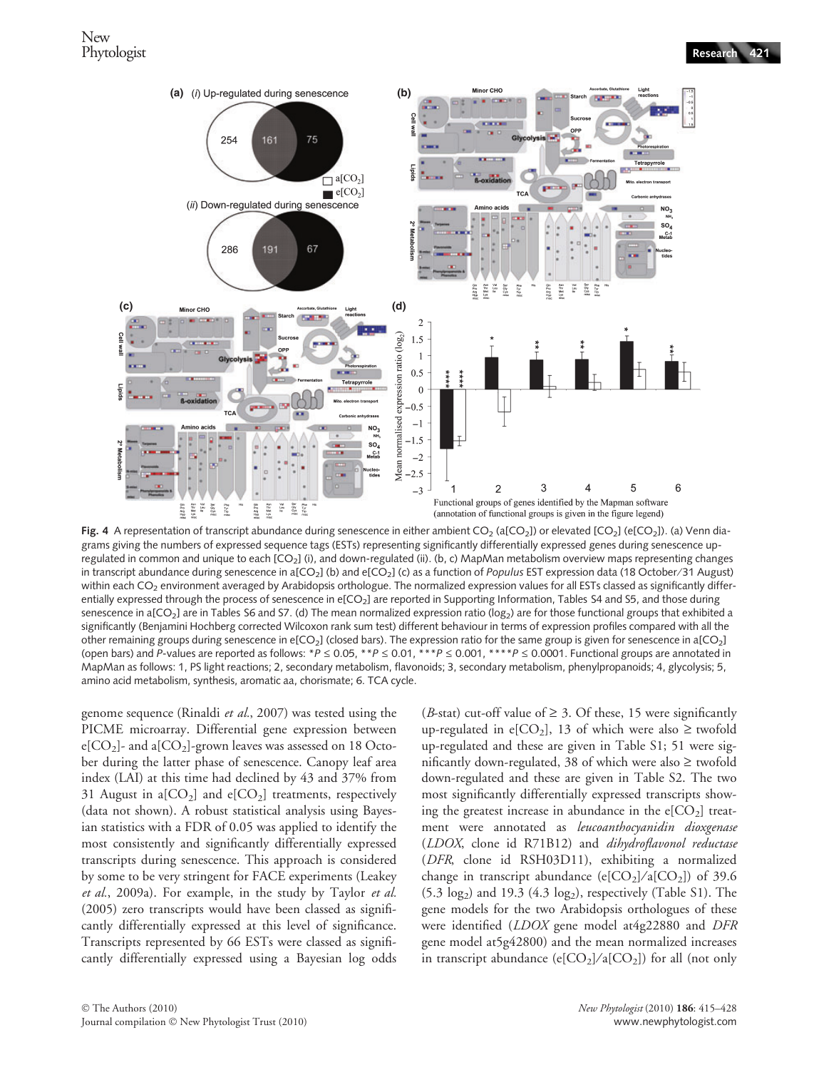Fig. 4 A representation of transcript abundance during senescence in either ambient $CO_2$ (a[$CO_2$]) or elevated [$CO_2$] (e[$CO_2$]). (a) Venn diagrams giving the numbers of expressed sequence tags (ESTs) representing significantly differentially expressed genes during senescence up-regulated in common and unique to each [$CO_2$] (i), and down-regulated (ii). (b, c) MapMan metabolism overview maps representing changes in transcript abundance during senescence in a[$CO_2$] (b) and e[$CO_2$] (c) as a function of *Populus* EST expression data (18 October/31 August) within each $CO_2$ environment averaged by Arabidopsis orthologue. The normalized expression values for all ESTs classed as significantly differentially expressed through the process of senescence in e[$CO_2$] are reported in Supporting Information, Tables S4 and S5, and those during senescence in a[$CO_2$] are in Tables S6 and S7. (d) The mean normalized expression ratio ($\log_2$) are for those functional groups that exhibited a significantly (Benjamini Hochberg corrected Wilcoxon rank sum test) different behaviour in terms of expression profiles compared with all the other remaining groups during senescence in e[$CO_2$] (closed bars). The expression ratio for the same group is given for senescence in a[$CO_2$] (open bars) and *P*-values are reported as follows: *$P \leq 0.05$, **$P \leq 0.01$, ***$P \leq 0.001$, ****$P \leq 0.0001$. Functional groups are annotated in MapMan as follows: 1, PS light reactions; 2, secondary metabolism, flavonoids; 3, secondary metabolism, phenylpropanoids; 4, glycolysis; 5, amino acid metabolism, synthesis, aromatic aa, chorismate; 6. TCA cycle.

genome sequence (Rinaldi *et al.*, 2007) was tested using the PICME microarray. Differential gene expression between e[$CO_2$]- and a[$CO_2$]-grown leaves was assessed on 18 October during the latter phase of senescence. Canopy leaf area index (LAI) at this time had declined by 43 and 37% from 31 August in a[$CO_2$] and e[$CO_2$] treatments, respectively (data not shown). A robust statistical analysis using Bayesian statistics with a FDR of 0.05 was applied to identify the most consistently and significantly differentially expressed transcripts during senescence. This approach is considered by some to be very stringent for FACE experiments (Leakey *et al.*, 2009a). For example, in the study by Taylor *et al.* (2005) zero transcripts would have been classed as significantly differentially expressed at this level of significance. Transcripts represented by 66 ESTs were classed as significantly differentially expressed using a Bayesian log odds (*B*-stat) cut-off value of ≥ 3. Of these, 15 were significantly up-regulated in e[$CO_2$], 13 of which were also ≥ twofold up-regulated and these are given in Table S1; 51 were significantly down-regulated, 38 of which were also ≥ twofold down-regulated and these are given in Table S2. The two most significantly differentially expressed transcripts showing the greatest increase in abundance in the e[$CO_2$] treatment were annotated as *leucoanthocyanidin dioxgenase* (*LDOX*, clone id R71B12) and *dihydroflavonol reductase* (*DFR*, clone id RSH03D11), exhibiting a normalized change in transcript abundance (e[$CO_2$]/a[$CO_2$]) of 39.6 (5.3 $\log_2$) and 19.3 (4.3 $\log_2$), respectively (Table S1). The gene models for the two Arabidopsis orthologues of these were identified (*LDOX* gene model at4g22880 and *DFR* gene model at5g42800) and the mean normalized increases in transcript abundance (e[$CO_2$]/a[$CO_2$]) for all (not only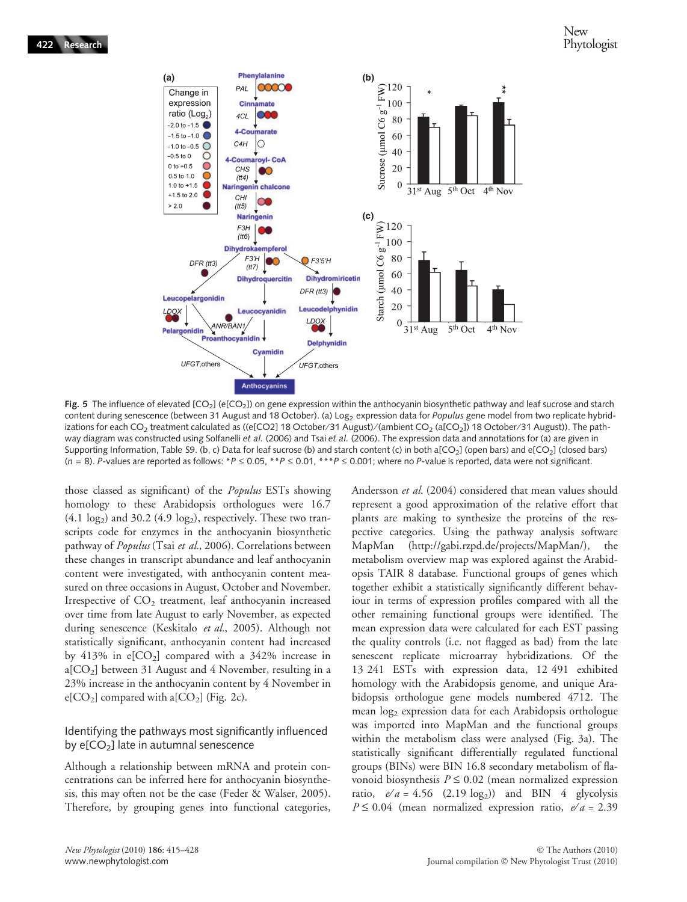Fig. 5 The influence of elevated [$CO_2$] (e[$CO_2$]) on gene expression within the anthocyanin biosynthetic pathway and leaf sucrose and starch content during senescence (between 31 August and 18 October). (a) $Log_2$ expression data for *Populus* gene model from two replicate hybridizations for each $CO_2$ treatment calculated as ((e[CO2] 18 October/31 August)/(ambient $CO_2$ (a[$CO_2$]) 18 October/31 August)). The pathway diagram was constructed using Solfanelli *et al.* (2006) and Tsai *et al.* (2006). The expression data and annotations for (a) are given in Supporting Information, Table S9. (b, c) Data for leaf sucrose (b) and starch content (c) in both a[$CO_2$] (open bars) and e[$CO_2$] (closed bars) ($n$ = 8). $P$-values are reported as follows: *$P \leq 0.05$, **$P \leq 0.01$, ***$P \leq 0.001$; where no $P$-value is reported, data were not significant.

those classed as significant) of the *Populus* ESTs showing homology to these Arabidopsis orthologues were 16.7 (4.1 $log_2$) and 30.2 (4.9 $log_2$), respectively. These two transcripts code for enzymes in the anthocyanin biosynthetic pathway of *Populus* (Tsai *et al.*, 2006). Correlations between these changes in transcript abundance and leaf anthocyanin content were investigated, with anthocyanin content measured on three occasions in August, October and November. Irrespective of $CO_2$ treatment, leaf anthocyanin increased over time from late August to early November, as expected during senescence (Keskitalo *et al.*, 2005). Although not statistically significant, anthocyanin content had increased by 413% in e[$CO_2$] compared with a 342% increase in a[$CO_2$] between 31 August and 4 November, resulting in a 23% increase in the anthocyanin content by 4 November in e[$CO_2$] compared with a[$CO_2$] (Fig. 2c).

## Identifying the pathways most significantly influenced by e[$CO_2$] late in autumnal senescence

Although a relationship between mRNA and protein concentrations can be inferred here for anthocyanin biosynthesis, this may often not be the case (Feder & Walser, 2005). Therefore, by grouping genes into functional categories, Andersson *et al.* (2004) considered that mean values should represent a good approximation of the relative effort that plants are making to synthesize the proteins of the respective categories. Using the pathway analysis software MapMan (http://gabi.rzpd.de/projects/MapMan/), the metabolism overview map was explored against the Arabidopsis TAIR 8 database. Functional groups of genes which together exhibit a statistically significantly different behaviour in terms of expression profiles compared with all the other remaining functional groups were identified. The mean expression data were calculated for each EST passing the quality controls (i.e. not flagged as bad) from the late senescent replicate microarray hybridizations. Of the 13 241 ESTs with expression data, 12 491 exhibited homology with the Arabidopsis genome, and unique Arabidopsis orthologue gene models numbered 4712. The mean $log_2$ expression data for each Arabidopsis orthologue was imported into MapMan and the functional groups within the metabolism class were analysed (Fig. 3a). The statistically significant differentially regulated functional groups (BINs) were BIN 16.8 secondary metabolism of flavonoid biosynthesis $P \leq 0.02$ (mean normalized expression ratio, $e/a$ = 4.56 (2.19 $log_2$)) and BIN 4 glycolysis $P \leq 0.04$ (mean normalized expression ratio, $e/a$ = 2.39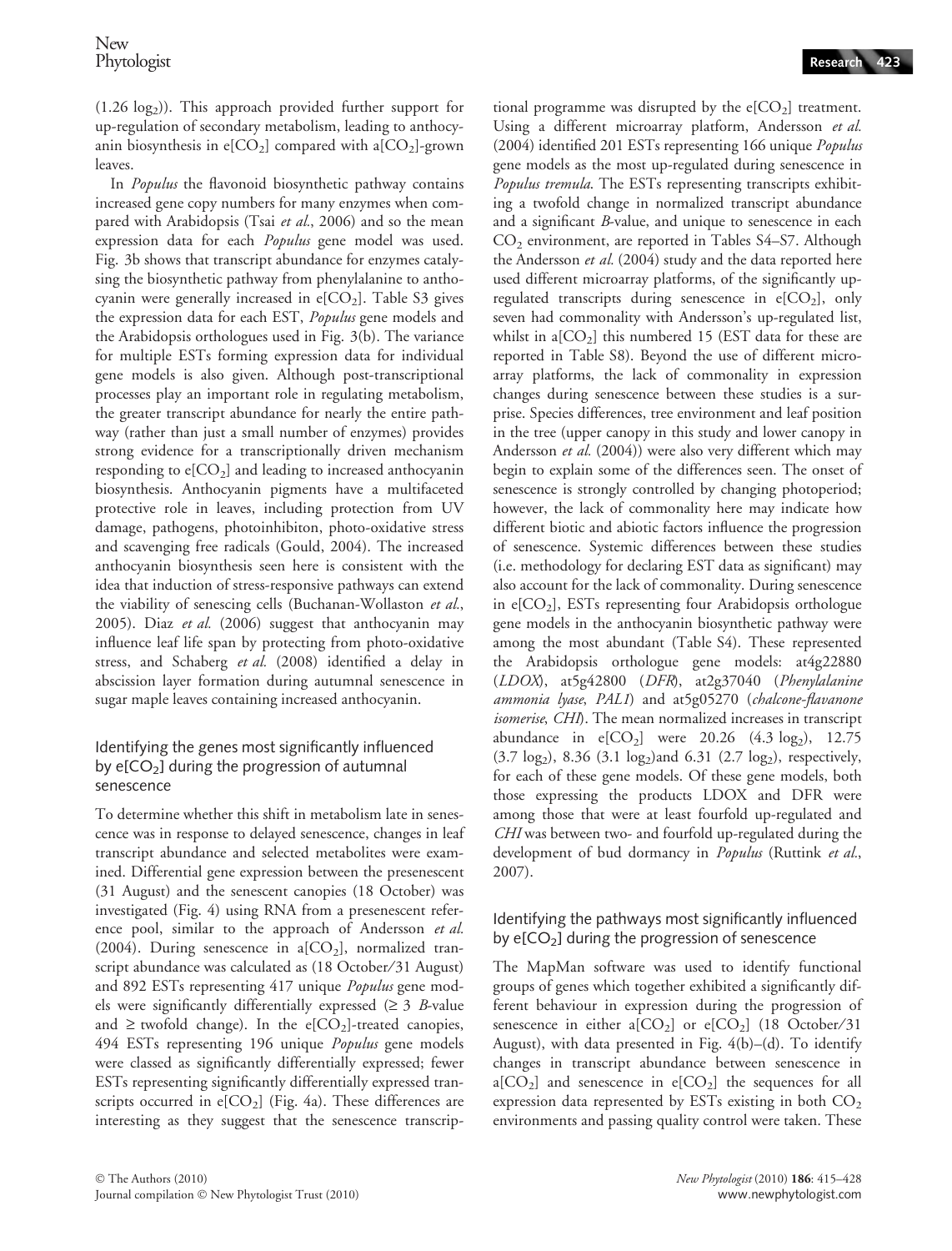(1.26 log₂)). This approach provided further support for up-regulation of secondary metabolism, leading to anthocyanin biosynthesis in e[$CO_2$] compared with a[$CO_2$]-grown leaves.

In *Populus* the flavonoid biosynthetic pathway contains increased gene copy numbers for many enzymes when compared with Arabidopsis (Tsai *et al.*, 2006) and so the mean expression data for each *Populus* gene model was used. Fig. 3b shows that transcript abundance for enzymes catalysing the biosynthetic pathway from phenylalanine to anthocyanin were generally increased in e[$CO_2$]. Table S3 gives the expression data for each EST, *Populus* gene models and the Arabidopsis orthologues used in Fig. 3(b). The variance for multiple ESTs forming expression data for individual gene models is also given. Although post-transcriptional processes play an important role in regulating metabolism, the greater transcript abundance for nearly the entire pathway (rather than just a small number of enzymes) provides strong evidence for a transcriptionally driven mechanism responding to e[$CO_2$] and leading to increased anthocyanin biosynthesis. Anthocyanin pigments have a multifaceted protective role in leaves, including protection from UV damage, pathogens, photoinhibiton, photo-oxidative stress and scavenging free radicals (Gould, 2004). The increased anthocyanin biosynthesis seen here is consistent with the idea that induction of stress-responsive pathways can extend the viability of senescing cells (Buchanan-Wollaston *et al.*, 2005). Diaz *et al.* (2006) suggest that anthocyanin may influence leaf life span by protecting from photo-oxidative stress, and Schaberg *et al.* (2008) identified a delay in abscission layer formation during autumnal senescence in sugar maple leaves containing increased anthocyanin.

## Identifying the genes most significantly influenced by e[$CO_2$] during the progression of autumnal senescence

To determine whether this shift in metabolism late in senescence was in response to delayed senescence, changes in leaf transcript abundance and selected metabolites were examined. Differential gene expression between the presenescent (31 August) and the senescent canopies (18 October) was investigated (Fig. 4) using RNA from a presenescent reference pool, similar to the approach of Andersson *et al.* (2004). During senescence in a[$CO_2$], normalized transcript abundance was calculated as (18 October/31 August) and 892 ESTs representing 417 unique *Populus* gene models were significantly differentially expressed (≥ 3 *B*-value and ≥ twofold change). In the e[$CO_2$]-treated canopies, 494 ESTs representing 196 unique *Populus* gene models were classed as significantly differentially expressed; fewer ESTs representing significantly differentially expressed transcripts occurred in e[$CO_2$] (Fig. 4a). These differences are interesting as they suggest that the senescence transcriptional programme was disrupted by the e[$CO_2$] treatment. Using a different microarray platform, Andersson *et al.* (2004) identified 201 ESTs representing 166 unique *Populus* gene models as the most up-regulated during senescence in *Populus tremula*. The ESTs representing transcripts exhibiting a twofold change in normalized transcript abundance and a significant *B*-value, and unique to senescence in each $CO_2$ environment, are reported in Tables S4–S7. Although the Andersson *et al.* (2004) study and the data reported here used different microarray platforms, of the significantly up-regulated transcripts during senescence in e[$CO_2$], only seven had commonality with Andersson's up-regulated list, whilst in a[$CO_2$] this numbered 15 (EST data for these are reported in Table S8). Beyond the use of different microarray platforms, the lack of commonality in expression changes during senescence between these studies is a surprise. Species differences, tree environment and leaf position in the tree (upper canopy in this study and lower canopy in Andersson *et al.* (2004)) were also very different which may begin to explain some of the differences seen. The onset of senescence is strongly controlled by changing photoperiod; however, the lack of commonality here may indicate how different biotic and abiotic factors influence the progression of senescence. Systemic differences between these studies (i.e. methodology for declaring EST data as significant) may also account for the lack of commonality. During senescence in e[$CO_2$], ESTs representing four Arabidopsis orthologue gene models in the anthocyanin biosynthetic pathway were among the most abundant (Table S4). These represented the Arabidopsis orthologue gene models: at4g22880 (*LDOX*), at5g42800 (*DFR*), at2g37040 (*Phenylalanine ammonia lyase*, *PAL1*) and at5g05270 (*chalcone-flavanone isomerise*, *CHI*). The mean normalized increases in transcript abundance in e[$CO_2$] were 20.26 (4.3 log₂), 12.75 (3.7 log₂), 8.36 (3.1 log₂)and 6.31 (2.7 log₂), respectively, for each of these gene models. Of these gene models, both those expressing the products LDOX and DFR were among those that were at least fourfold up-regulated and *CHI* was between two- and fourfold up-regulated during the development of bud dormancy in *Populus* (Ruttink *et al.*, 2007).

## Identifying the pathways most significantly influenced by e[$CO_2$] during the progression of senescence

The MapMan software was used to identify functional groups of genes which together exhibited a significantly different behaviour in expression during the progression of senescence in either a[$CO_2$] or e[$CO_2$] (18 October/31 August), with data presented in Fig. 4(b)–(d). To identify changes in transcript abundance between senescence in a[$CO_2$] and senescence in e[$CO_2$] the sequences for all expression data represented by ESTs existing in both $CO_2$ environments and passing quality control were taken. These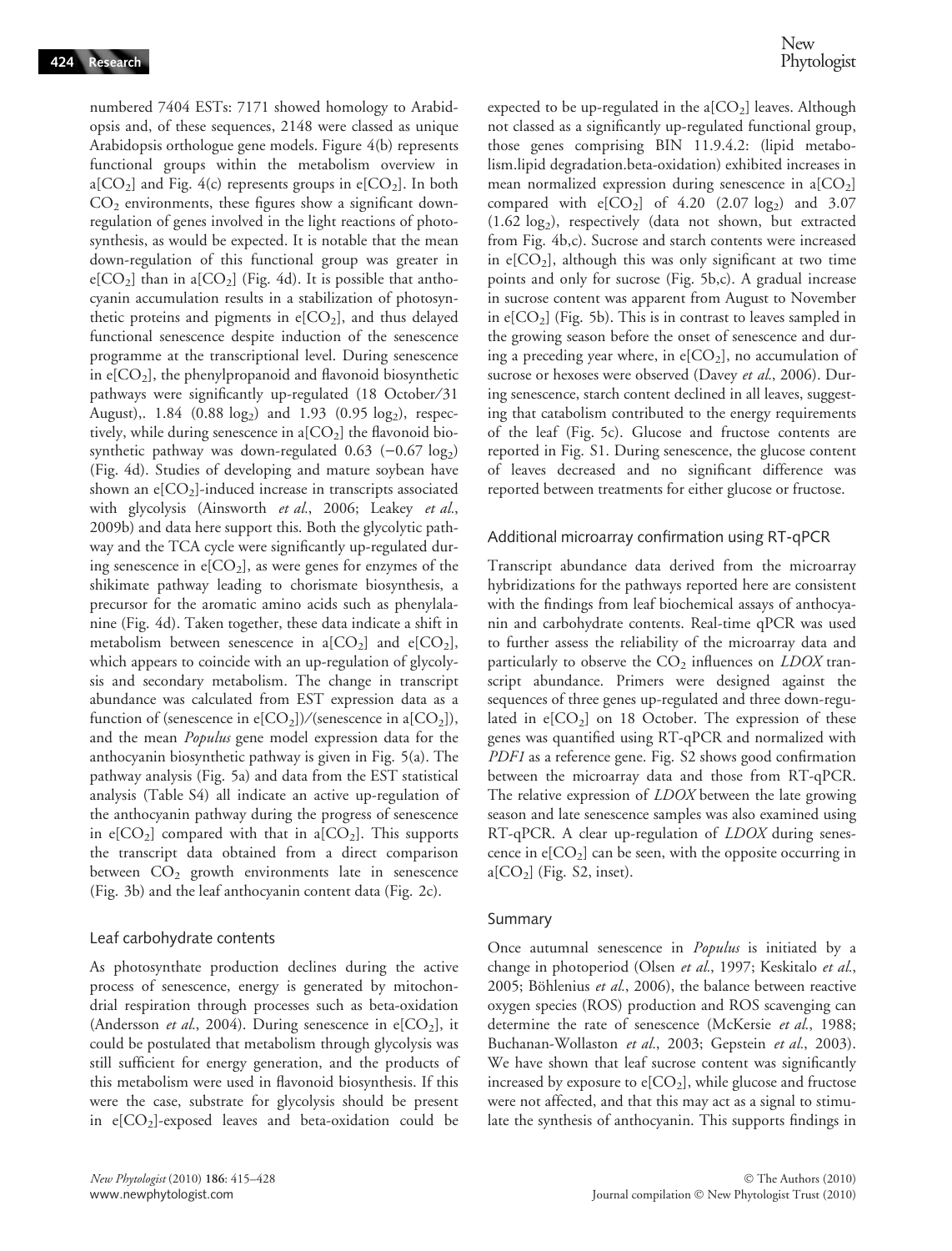numbered 7404 ESTs: 7171 showed homology to Arabidopsis and, of these sequences, 2148 were classed as unique Arabidopsis orthologue gene models. Figure 4(b) represents functional groups within the metabolism overview in a[$CO_2$] and Fig. 4(c) represents groups in e[$CO_2$]. In both $CO_2$ environments, these figures show a significant down-regulation of genes involved in the light reactions of photosynthesis, as would be expected. It is notable that the mean down-regulation of this functional group was greater in e[$CO_2$] than in a[$CO_2$] (Fig. 4d). It is possible that anthocyanin accumulation results in a stabilization of photosynthetic proteins and pigments in e[$CO_2$], and thus delayed functional senescence despite induction of the senescence programme at the transcriptional level. During senescence in e[$CO_2$], the phenylpropanoid and flavonoid biosynthetic pathways were significantly up-regulated (18 October/31 August),. 1.84 (0.88 $\log_2$) and 1.93 (0.95 $\log_2$), respectively, while during senescence in a[$CO_2$] the flavonoid biosynthetic pathway was down-regulated 0.63 ($-0.67$ $\log_2$) (Fig. 4d). Studies of developing and mature soybean have shown an e[$CO_2$]-induced increase in transcripts associated with glycolysis (Ainsworth *et al.*, 2006; Leakey *et al.*, 2009b) and data here support this. Both the glycolytic pathway and the TCA cycle were significantly up-regulated during senescence in e[$CO_2$], as were genes for enzymes of the shikimate pathway leading to chorismate biosynthesis, a precursor for the aromatic amino acids such as phenylalanine (Fig. 4d). Taken together, these data indicate a shift in metabolism between senescence in a[$CO_2$] and e[$CO_2$], which appears to coincide with an up-regulation of glycolysis and secondary metabolism. The change in transcript abundance was calculated from EST expression data as a function of (senescence in e[$CO_2$])/(senescence in a[$CO_2$]), and the mean *Populus* gene model expression data for the anthocyanin biosynthetic pathway is given in Fig. 5(a). The pathway analysis (Fig. 5a) and data from the EST statistical analysis (Table S4) all indicate an active up-regulation of the anthocyanin pathway during the progress of senescence in e[$CO_2$] compared with that in a[$CO_2$]. This supports the transcript data obtained from a direct comparison between $CO_2$ growth environments late in senescence (Fig. 3b) and the leaf anthocyanin content data (Fig. 2c).

### Leaf carbohydrate contents

As photosynthate production declines during the active process of senescence, energy is generated by mitochondrial respiration through processes such as beta-oxidation (Andersson *et al.*, 2004). During senescence in e[$CO_2$], it could be postulated that metabolism through glycolysis was still sufficient for energy generation, and the products of this metabolism were used in flavonoid biosynthesis. If this were the case, substrate for glycolysis should be present in e[$CO_2$]-exposed leaves and beta-oxidation could be expected to be up-regulated in the a[$CO_2$] leaves. Although not classed as a significantly up-regulated functional group, those genes comprising BIN 11.9.4.2: (lipid metabolism.lipid degradation.beta-oxidation) exhibited increases in mean normalized expression during senescence in a[$CO_2$] compared with e[$CO_2$] of 4.20 (2.07 $\log_2$) and 3.07 (1.62 $\log_2$), respectively (data not shown, but extracted from Fig. 4b,c). Sucrose and starch contents were increased in e[$CO_2$], although this was only significant at two time points and only for sucrose (Fig. 5b,c). A gradual increase in sucrose content was apparent from August to November in e[$CO_2$] (Fig. 5b). This is in contrast to leaves sampled in the growing season before the onset of senescence and during a preceding year where, in e[$CO_2$], no accumulation of sucrose or hexoses were observed (Davey *et al.*, 2006). During senescence, starch content declined in all leaves, suggesting that catabolism contributed to the energy requirements of the leaf (Fig. 5c). Glucose and fructose contents are reported in Fig. S1. During senescence, the glucose content of leaves decreased and no significant difference was reported between treatments for either glucose or fructose.

### Additional microarray confirmation using RT-qPCR

Transcript abundance data derived from the microarray hybridizations for the pathways reported here are consistent with the findings from leaf biochemical assays of anthocyanin and carbohydrate contents. Real-time qPCR was used to further assess the reliability of the microarray data and particularly to observe the $CO_2$ influences on *LDOX* transcript abundance. Primers were designed against the sequences of three genes up-regulated and three down-regulated in e[$CO_2$] on 18 October. The expression of these genes was quantified using RT-qPCR and normalized with *PDF1* as a reference gene. Fig. S2 shows good confirmation between the microarray data and those from RT-qPCR. The relative expression of *LDOX* between the late growing season and late senescence samples was also examined using RT-qPCR. A clear up-regulation of *LDOX* during senescence in e[$CO_2$] can be seen, with the opposite occurring in a[$CO_2$] (Fig. S2, inset).

### Summary

Once autumnal senescence in *Populus* is initiated by a change in photoperiod (Olsen *et al.*, 1997; Keskitalo *et al.*, 2005; Böhlenius *et al.*, 2006), the balance between reactive oxygen species (ROS) production and ROS scavenging can determine the rate of senescence (McKersie *et al.*, 1988; Buchanan-Wollaston *et al.*, 2003; Gepstein *et al.*, 2003). We have shown that leaf sucrose content was significantly increased by exposure to e[$CO_2$], while glucose and fructose were not affected, and that this may act as a signal to stimulate the synthesis of anthocyanin. This supports findings in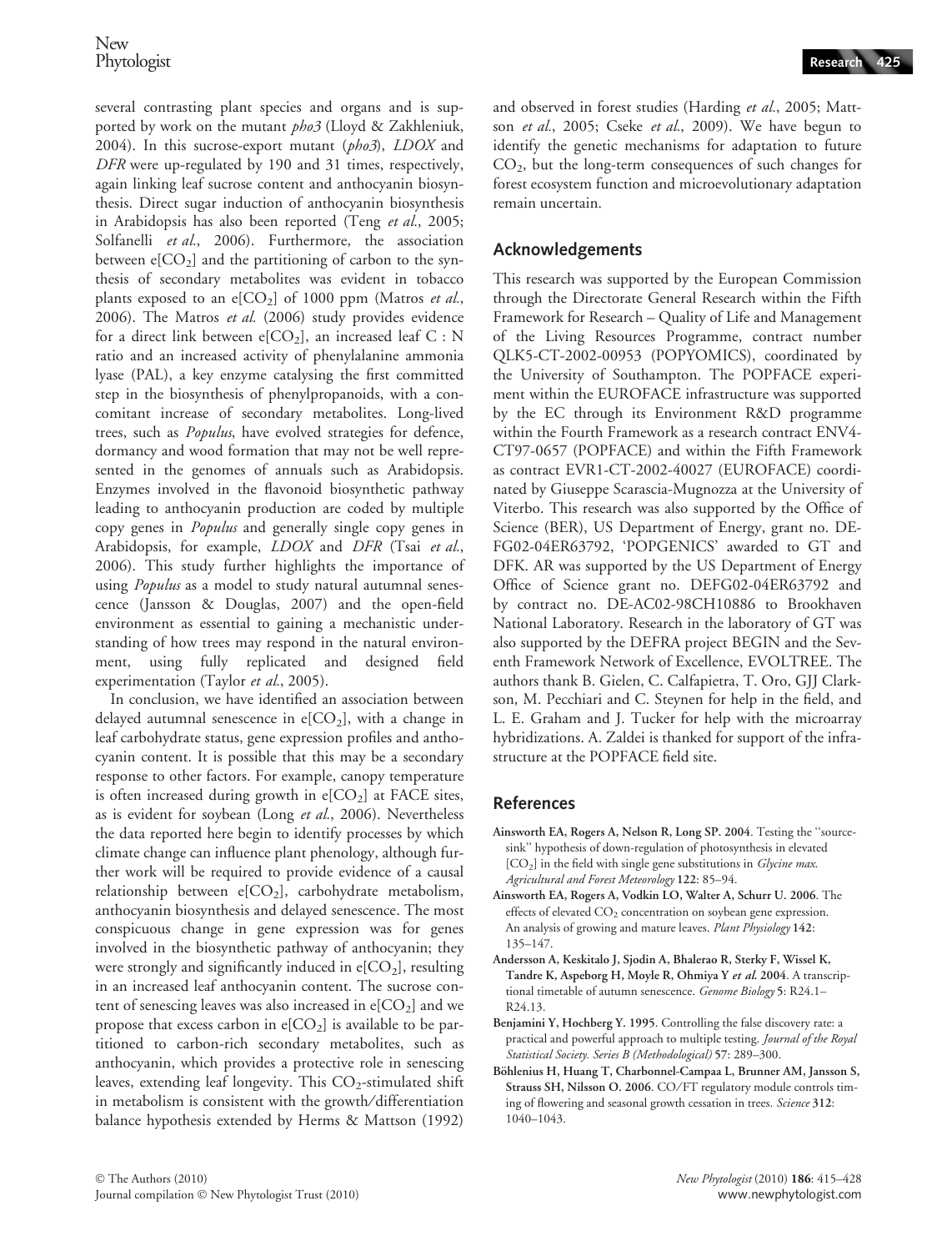several contrasting plant species and organs and is supported by work on the mutant *pho3* (Lloyd & Zakhleniuk, 2004). In this sucrose-export mutant (*pho3*), *LDOX* and *DFR* were up-regulated by 190 and 31 times, respectively, again linking leaf sucrose content and anthocyanin biosynthesis. Direct sugar induction of anthocyanin biosynthesis in Arabidopsis has also been reported (Teng *et al.*, 2005; Solfanelli *et al.*, 2006). Furthermore, the association between e[$CO_2$] and the partitioning of carbon to the synthesis of secondary metabolites was evident in tobacco plants exposed to an e[$CO_2$] of 1000 ppm (Matros *et al.*, 2006). The Matros *et al.* (2006) study provides evidence for a direct link between e[$CO_2$], an increased leaf C : N ratio and an increased activity of phenylalanine ammonia lyase (PAL), a key enzyme catalysing the first committed step in the biosynthesis of phenylpropanoids, with a concomitant increase of secondary metabolites. Long-lived trees, such as *Populus*, have evolved strategies for defence, dormancy and wood formation that may not be well represented in the genomes of annuals such as Arabidopsis. Enzymes involved in the flavonoid biosynthetic pathway leading to anthocyanin production are coded by multiple copy genes in *Populus* and generally single copy genes in Arabidopsis, for example, *LDOX* and *DFR* (Tsai *et al.*, 2006). This study further highlights the importance of using *Populus* as a model to study natural autumnal senescence (Jansson & Douglas, 2007) and the open-field environment as essential to gaining a mechanistic understanding of how trees may respond in the natural environment, using fully replicated and designed field experimentation (Taylor *et al.*, 2005).

In conclusion, we have identified an association between delayed autumnal senescence in e[$CO_2$], with a change in leaf carbohydrate status, gene expression profiles and anthocyanin content. It is possible that this may be a secondary response to other factors. For example, canopy temperature is often increased during growth in e[$CO_2$] at FACE sites, as is evident for soybean (Long *et al.*, 2006). Nevertheless the data reported here begin to identify processes by which climate change can influence plant phenology, although further work will be required to provide evidence of a causal relationship between e[$CO_2$], carbohydrate metabolism, anthocyanin biosynthesis and delayed senescence. The most conspicuous change in gene expression was for genes involved in the biosynthetic pathway of anthocyanin; they were strongly and significantly induced in e[$CO_2$], resulting in an increased leaf anthocyanin content. The sucrose content of senescing leaves was also increased in e[$CO_2$] and we propose that excess carbon in e[$CO_2$] is available to be partitioned to carbon-rich secondary metabolites, such as anthocyanin, which provides a protective role in senescing leaves, extending leaf longevity. This $CO_2$-stimulated shift in metabolism is consistent with the growth/differentiation balance hypothesis extended by Herms & Mattson (1992) and observed in forest studies (Harding *et al.*, 2005; Mattson *et al.*, 2005; Cseke *et al.*, 2009). We have begun to identify the genetic mechanisms for adaptation to future $CO_2$, but the long-term consequences of such changes for forest ecosystem function and microevolutionary adaptation remain uncertain.

## Acknowledgements

This research was supported by the European Commission through the Directorate General Research within the Fifth Framework for Research – Quality of Life and Management of the Living Resources Programme, contract number QLK5-CT-2002-00953 (POPYOMICS), coordinated by the University of Southampton. The POPFACE experiment within the EUROFACE infrastructure was supported by the EC through its Environment R&D programme within the Fourth Framework as a research contract ENV4-CT97-0657 (POPFACE) and within the Fifth Framework as contract EVR1-CT-2002-40027 (EUROFACE) coordinated by Giuseppe Scarascia-Mugnozza at the University of Viterbo. This research was also supported by the Office of Science (BER), US Department of Energy, grant no. DE-FG02-04ER63792, 'POPGENICS' awarded to GT and DFK. AR was supported by the US Department of Energy Office of Science grant no. DEFG02-04ER63792 and by contract no. DE-AC02-98CH10886 to Brookhaven National Laboratory. Research in the laboratory of GT was also supported by the DEFRA project BEGIN and the Seventh Framework Network of Excellence, EVOLTREE. The authors thank B. Gielen, C. Calfapietra, T. Oro, GJJ Clarkson, M. Pecchiari and C. Steynen for help in the field, and L. E. Graham and J. Tucker for help with the microarray hybridizations. A. Zaldei is thanked for support of the infrastructure at the POPFACE field site.

## References

**Ainsworth EA, Rogers A, Nelson R, Long SP. 2004**. Testing the "source-sink" hypothesis of down-regulation of photosynthesis in elevated [$CO_2$] in the field with single gene substitutions in *Glycine max*. *Agricultural and Forest Meteorology* **122**: 85–94.

**Ainsworth EA, Rogers A, Vodkin LO, Walter A, Schurr U. 2006**. The effects of elevated $CO_2$ concentration on soybean gene expression. An analysis of growing and mature leaves. *Plant Physiology* **142**: 135–147.

**Andersson A, Keskitalo J, Sjodin A, Bhalerao R, Sterky F, Wissel K, Tandre K, Aspeborg H, Moyle R, Ohmiya Y *et al.* 2004**. A transcriptional timetable of autumn senescence. *Genome Biology* **5**: R24.1–R24.13.

**Benjamini Y, Hochberg Y. 1995**. Controlling the false discovery rate: a practical and powerful approach to multiple testing. *Journal of the Royal Statistical Society. Series B (Methodological)* **57**: 289–300.

**Böhlenius H, Huang T, Charbonnel-Campaa L, Brunner AM, Jansson S, Strauss SH, Nilsson O. 2006**. CO/FT regulatory module controls timing of flowering and seasonal growth cessation in trees. *Science* **312**: 1040–1043.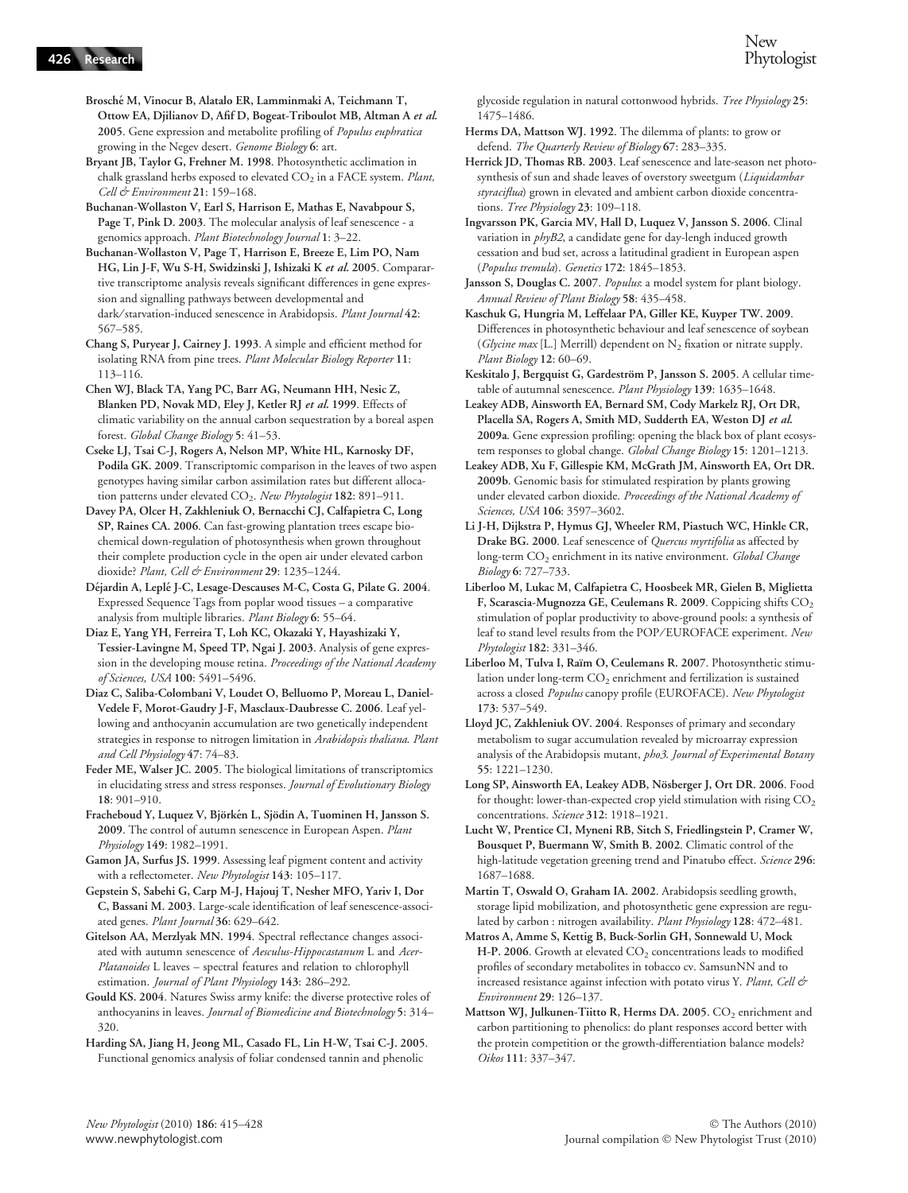**Brosché M, Vinocur B, Alatalo ER, Lamminmaki A, Teichmann T, Ottow EA, Djilianov D, Afif D, Bogeat-Triboulot MB, Altman A *et al.* 2005**. Gene expression and metabolite profiling of *Populus euphratica* growing in the Negev desert. *Genome Biology* **6**: art.

**Bryant JB, Taylor G, Frehner M. 1998**. Photosynthetic acclimation in chalk grassland herbs exposed to elevated $CO_2$ in a FACE system. *Plant, Cell & Environment* **21**: 159–168.

**Buchanan-Wollaston V, Earl S, Harrison E, Mathas E, Navabpour S, Page T, Pink D. 2003**. The molecular analysis of leaf senescence - a genomics approach. *Plant Biotechnology Journal* **1**: 3–22.

**Buchanan-Wollaston V, Page T, Harrison E, Breeze E, Lim PO, Nam HG, Lin J-F, Wu S-H, Swidzinski J, Ishizaki K *et al.* 2005**. Comparartive transcriptome analysis reveals significant differences in gene expression and signalling pathways between developmental and dark/starvation-induced senescence in Arabidopsis. *Plant Journal* **42**: 567–585.

**Chang S, Puryear J, Cairney J. 1993**. A simple and efficient method for isolating RNA from pine trees. *Plant Molecular Biology Reporter* **11**: 113–116.

**Chen WJ, Black TA, Yang PC, Barr AG, Neumann HH, Nesic Z, Blanken PD, Novak MD, Eley J, Ketler RJ *et al.* 1999**. Effects of climatic variability on the annual carbon sequestration by a boreal aspen forest. *Global Change Biology* **5**: 41–53.

**Cseke LJ, Tsai C-J, Rogers A, Nelson MP, White HL, Karnosky DF, Podila GK. 2009**. Transcriptomic comparison in the leaves of two aspen genotypes having similar carbon assimilation rates but different allocation patterns under elevated $CO_2$. *New Phytologist* **182**: 891–911.

**Davey PA, Olcer H, Zakhleniuk O, Bernacchi CJ, Calfapietra C, Long SP, Raines CA. 2006**. Can fast-growing plantation trees escape biochemical down-regulation of photosynthesis when grown throughout their complete production cycle in the open air under elevated carbon dioxide? *Plant, Cell & Environment* **29**: 1235–1244.

**Déjardin A, Leplé J-C, Lesage-Descauses M-C, Costa G, Pilate G. 2004**. Expressed Sequence Tags from poplar wood tissues – a comparative analysis from multiple libraries. *Plant Biology* **6**: 55–64.

**Diaz E, Yang YH, Ferreira T, Loh KC, Okazaki Y, Hayashizaki Y, Tessier-Lavingne M, Speed TP, Ngai J. 2003**. Analysis of gene expression in the developing mouse retina. *Proceedings of the National Academy of Sciences, USA* **100**: 5491–5496.

**Diaz C, Saliba-Colombani V, Loudet O, Belluomo P, Moreau L, Daniel-Vedele F, Morot-Gaudry J-F, Masclaux-Daubresse C. 2006**. Leaf yellowing and anthocyanin accumulation are two genetically independent strategies in response to nitrogen limitation in *Arabidopsis thaliana*. *Plant and Cell Physiology* **47**: 74–83.

**Feder ME, Walser JC. 2005**. The biological limitations of transcriptomics in elucidating stress and stress responses. *Journal of Evolutionary Biology* **18**: 901–910.

**Fracheboud Y, Luquez V, Björkén L, Sjödin A, Tuominen H, Jansson S. 2009**. The control of autumn senescence in European Aspen. *Plant Physiology* **149**: 1982–1991.

**Gamon JA, Surfus JS. 1999**. Assessing leaf pigment content and activity with a reflectometer. *New Phytologist* **143**: 105–117.

**Gepstein S, Sabehi G, Carp M-J, Hajouj T, Nesher MFO, Yariv I, Dor C, Bassani M. 2003**. Large-scale identification of leaf senescence-associated genes. *Plant Journal* **36**: 629–642.

**Gitelson AA, Merzlyak MN. 1994**. Spectral reflectance changes associated with autumn senescence of *Aesculus-Hippocastanum* L and *Acer-Platanoides* L leaves – spectral features and relation to chlorophyll estimation. *Journal of Plant Physiology* **143**: 286–292.

**Gould KS. 2004**. Natures Swiss army knife: the diverse protective roles of anthocyanins in leaves. *Journal of Biomedicine and Biotechnology* **5**: 314–320.

**Harding SA, Jiang H, Jeong ML, Casado FL, Lin H-W, Tsai C-J. 2005**. Functional genomics analysis of foliar condensed tannin and phenolic glycoside regulation in natural cottonwood hybrids. *Tree Physiology* **25**: 1475–1486.

**Herms DA, Mattson WJ. 1992**. The dilemma of plants: to grow or defend. *The Quarterly Review of Biology* **67**: 283–335.

**Herrick JD, Thomas RB. 2003**. Leaf senescence and late-season net photosynthesis of sun and shade leaves of overstory sweetgum (*Liquidambar styraciflua*) grown in elevated and ambient carbon dioxide concentrations. *Tree Physiology* **23**: 109–118.

**Ingvarsson PK, Garcia MV, Hall D, Luquez V, Jansson S. 2006**. Clinal variation in *phyB2*, a candidate gene for day-lengh induced growth cessation and bud set, across a latitudinal gradient in European aspen (*Populus tremula*). *Genetics* **172**: 1845–1853.

**Jansson S, Douglas C. 2007**. *Populus*: a model system for plant biology. *Annual Review of Plant Biology* **58**: 435–458.

**Kaschuk G, Hungria M, Leffelaar PA, Giller KE, Kuyper TW. 2009**. Differences in photosynthetic behaviour and leaf senescence of soybean (*Glycine max* [L.] Merrill) dependent on $N_2$ fixation or nitrate supply. *Plant Biology* **12**: 60–69.

**Keskitalo J, Bergquist G, Gardeström P, Jansson S. 2005**. A cellular timetable of autumnal senescence. *Plant Physiology* **139**: 1635–1648.

**Leakey ADB, Ainsworth EA, Bernard SM, Cody Markelz RJ, Ort DR, Placella SA, Rogers A, Smith MD, Sudderth EA, Weston DJ *et al.* 2009a**. Gene expression profiling: opening the black box of plant ecosystem responses to global change. *Global Change Biology* **15**: 1201–1213.

**Leakey ADB, Xu F, Gillespie KM, McGrath JM, Ainsworth EA, Ort DR. 2009b**. Genomic basis for stimulated respiration by plants growing under elevated carbon dioxide. *Proceedings of the National Academy of Sciences, USA* **106**: 3597–3602.

**Li J-H, Dijkstra P, Hymus GJ, Wheeler RM, Piastuch WC, Hinkle CR, Drake BG. 2000**. Leaf senescence of *Quercus myrtifolia* as affected by long-term $CO_2$ enrichment in its native environment. *Global Change Biology* **6**: 727–733.

**Liberloo M, Lukac M, Calfapietra C, Hoosbeek MR, Gielen B, Miglietta F, Scarascia-Mugnozza GE, Ceulemans R. 2009**. Coppicing shifts $CO_2$ stimulation of poplar productivity to above-ground pools: a synthesis of leaf to stand level results from the POP/EUROFACE experiment. *New Phytologist* **182**: 331–346.

**Liberloo M, Tulva I, Raïm O, Ceulemans R. 2007**. Photosynthetic stimulation under long-term $CO_2$ enrichment and fertilization is sustained across a closed *Populus* canopy profile (EUROFACE). *New Phytologist* **173**: 537–549.

**Lloyd JC, Zakhleniuk OV. 2004**. Responses of primary and secondary metabolism to sugar accumulation revealed by microarray expression analysis of the Arabidopsis mutant, *pho3*. *Journal of Experimental Botany* **55**: 1221–1230.

**Long SP, Ainsworth EA, Leakey ADB, Nösberger J, Ort DR. 2006**. Food for thought: lower-than-expected crop yield stimulation with rising $CO_2$ concentrations. *Science* **312**: 1918–1921.

**Lucht W, Prentice CI, Myneni RB, Sitch S, Friedlingstein P, Cramer W, Bousquet P, Buermann W, Smith B. 2002**. Climatic control of the high-latitude vegetation greening trend and Pinatubo effect. *Science* **296**: 1687–1688.

**Martin T, Oswald O, Graham IA. 2002**. Arabidopsis seedling growth, storage lipid mobilization, and photosynthetic gene expression are regulated by carbon : nitrogen availability. *Plant Physiology* **128**: 472–481.

**Matros A, Amme S, Kettig B, Buck-Sorlin GH, Sonnewald U, Mock H-P. 2006**. Growth at elevated $CO_2$ concentrations leads to modified profiles of secondary metabolites in tobacco cv. SamsunNN and to increased resistance against infection with potato virus Y. *Plant, Cell & Environment* **29**: 126–137.

**Mattson WJ, Julkunen-Tiitto R, Herms DA. 2005**. $CO_2$ enrichment and carbon partitioning to phenolics: do plant responses accord better with the protein competition or the growth-differentiation balance models? *Oikos* **111**: 337–347.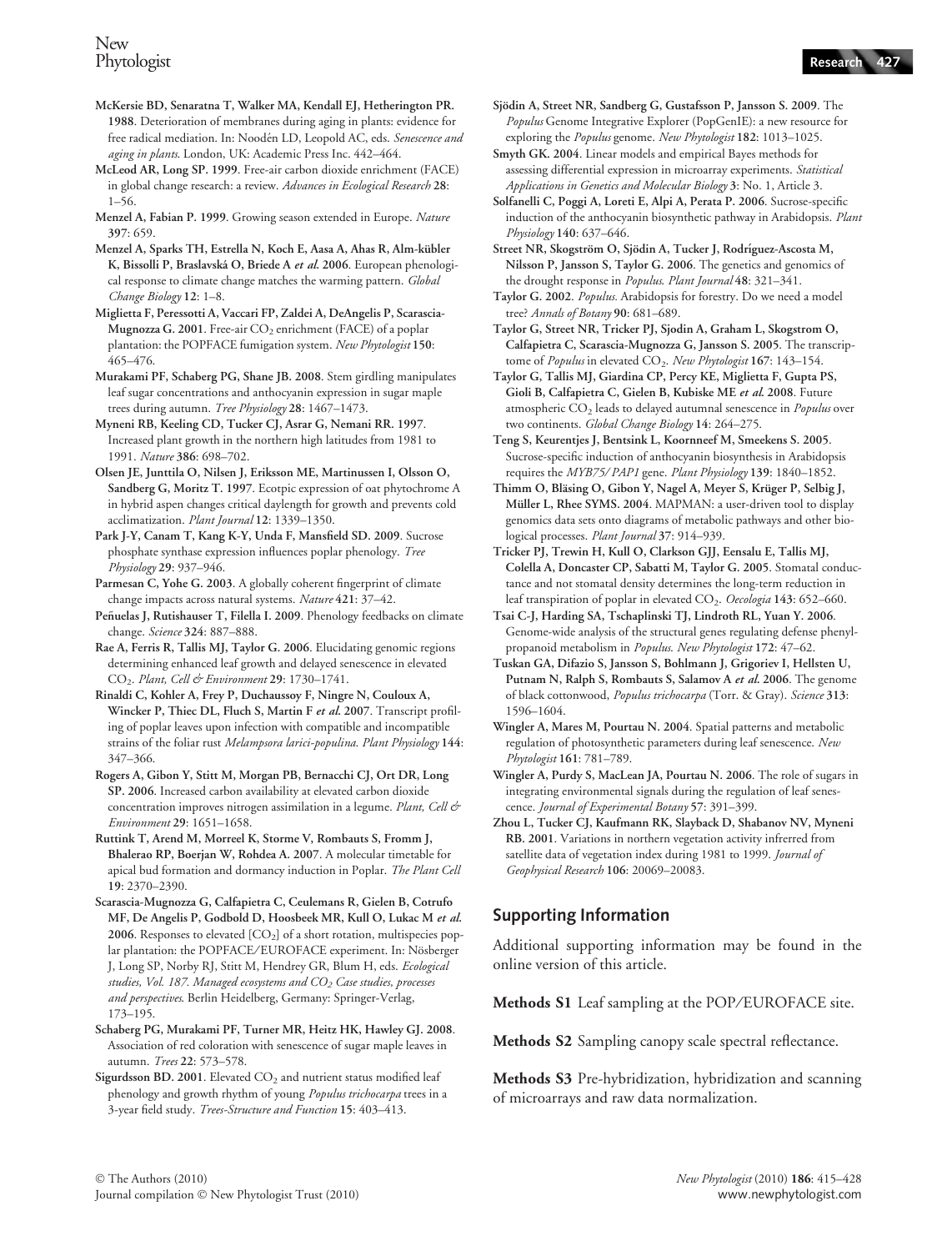**McKersie BD, Senaratna T, Walker MA, Kendall EJ, Hetherington PR. 1988**. Deterioration of membranes during aging in plants: evidence for free radical mediation. In: Noodén LD, Leopold AC, eds. *Senescence and aging in plants*. London, UK: Academic Press Inc. 442–464.

**McLeod AR, Long SP. 1999**. Free-air carbon dioxide enrichment (FACE) in global change research: a review. *Advances in Ecological Research* **28**: 1–56.

**Menzel A, Fabian P. 1999**. Growing season extended in Europe. *Nature* **397**: 659.

**Menzel A, Sparks TH, Estrella N, Koch E, Aasa A, Ahas R, Alm-kübler K, Bissolli P, Braslavská O, Briede A *et al.* 2006**. European phenological response to climate change matches the warming pattern. *Global Change Biology* **12**: 1–8.

**Miglietta F, Peressotti A, Vaccari FP, Zaldei A, DeAngelis P, Scarascia-Mugnozza G. 2001**. Free-air $CO_2$ enrichment (FACE) of a poplar plantation: the POPFACE fumigation system. *New Phytologist* **150**: 465–476.

**Murakami PF, Schaberg PG, Shane JB. 2008**. Stem girdling manipulates leaf sugar concentrations and anthocyanin expression in sugar maple trees during autumn. *Tree Physiology* **28**: 1467–1473.

**Myneni RB, Keeling CD, Tucker CJ, Asrar G, Nemani RR. 1997**. Increased plant growth in the northern high latitudes from 1981 to 1991. *Nature* **386**: 698–702.

**Olsen JE, Junttila O, Nilsen J, Eriksson ME, Martinussen I, Olsson O, Sandberg G, Moritz T. 1997**. Ecotpic expression of oat phytochrome A in hybrid aspen changes critical daylength for growth and prevents cold acclimatization. *Plant Journal* **12**: 1339–1350.

**Park J-Y, Canam T, Kang K-Y, Unda F, Mansfield SD. 2009**. Sucrose phosphate synthase expression influences poplar phenology. *Tree Physiology* **29**: 937–946.

**Parmesan C, Yohe G. 2003**. A globally coherent fingerprint of climate change impacts across natural systems. *Nature* **421**: 37–42.

**Peñuelas J, Rutishauser T, Filella I. 2009**. Phenology feedbacks on climate change. *Science* **324**: 887–888.

**Rae A, Ferris R, Tallis MJ, Taylor G. 2006**. Elucidating genomic regions determining enhanced leaf growth and delayed senescence in elevated $CO_2$. *Plant, Cell & Environment* **29**: 1730–1741.

**Rinaldi C, Kohler A, Frey P, Duchaussoy F, Ningre N, Couloux A, Wincker P, Thiec DL, Fluch S, Martin F *et al.* 2007**. Transcript profiling of poplar leaves upon infection with compatible and incompatible strains of the foliar rust *Melampsora larici-populina*. *Plant Physiology* **144**: 347–366.

**Rogers A, Gibon Y, Stitt M, Morgan PB, Bernacchi CJ, Ort DR, Long SP. 2006**. Increased carbon availability at elevated carbon dioxide concentration improves nitrogen assimilation in a legume. *Plant, Cell & Environment* **29**: 1651–1658.

**Ruttink T, Arend M, Morreel K, Storme V, Rombauts S, Fromm J, Bhalerao RP, Boerjan W, Rohdea A. 2007**. A molecular timetable for apical bud formation and dormancy induction in Poplar. *The Plant Cell* **19**: 2370–2390.

**Scarascia-Mugnozza G, Calfapietra C, Ceulemans R, Gielen B, Cotrufo MF, De Angelis P, Godbold D, Hoosbeek MR, Kull O, Lukac M *et al.* 2006**. Responses to elevated $[CO_2]$ of a short rotation, multispecies poplar plantation: the POPFACE/EUROFACE experiment. In: Nösberger J, Long SP, Norby RJ, Stitt M, Hendrey GR, Blum H, eds. *Ecological studies, Vol. 187. Managed ecosystems and $CO_2$ Case studies, processes and perspectives*. Berlin Heidelberg, Germany: Springer-Verlag, 173–195.

**Schaberg PG, Murakami PF, Turner MR, Heitz HK, Hawley GJ. 2008**. Association of red coloration with senescence of sugar maple leaves in autumn. *Trees* **22**: 573–578.

**Sigurdsson BD. 2001**. Elevated $CO_2$ and nutrient status modified leaf phenology and growth rhythm of young *Populus trichocarpa* trees in a 3-year field study. *Trees-Structure and Function* **15**: 403–413.

**Sjödin A, Street NR, Sandberg G, Gustafsson P, Jansson S. 2009**. The *Populus* Genome Integrative Explorer (PopGenIE): a new resource for exploring the *Populus* genome. *New Phytologist* **182**: 1013–1025.

**Smyth GK. 2004**. Linear models and empirical Bayes methods for assessing differential expression in microarray experiments. *Statistical Applications in Genetics and Molecular Biology* **3**: No. 1, Article 3.

**Solfanelli C, Poggi A, Loreti E, Alpi A, Perata P. 2006**. Sucrose-specific induction of the anthocyanin biosynthetic pathway in Arabidopsis. *Plant Physiology* **140**: 637–646.

**Street NR, Skogström O, Sjödin A, Tucker J, Rodríguez-Ascosta M, Nilsson P, Jansson S, Taylor G. 2006**. The genetics and genomics of the drought response in *Populus*. *Plant Journal* **48**: 321–341.

**Taylor G. 2002**. *Populus*. Arabidopsis for forestry. Do we need a model tree? *Annals of Botany* **90**: 681–689.

**Taylor G, Street NR, Tricker PJ, Sjodin A, Graham L, Skogstrom O, Calfapietra C, Scarascia-Mugnozza G, Jansson S. 2005**. The transcriptome of *Populus* in elevated $CO_2$. *New Phytologist* **167**: 143–154.

**Taylor G, Tallis MJ, Giardina CP, Percy KE, Miglietta F, Gupta PS, Gioli B, Calfapietra C, Gielen B, Kubiske ME *et al.* 2008**. Future atmospheric $CO_2$ leads to delayed autumnal senescence in *Populus* over two continents. *Global Change Biology* **14**: 264–275.

**Teng S, Keurentjes J, Bentsink L, Koornneef M, Smeekens S. 2005**. Sucrose-specific induction of anthocyanin biosynthesis in Arabidopsis requires the *MYB75/PAP1* gene. *Plant Physiology* **139**: 1840–1852.

**Thimm O, Bläsing O, Gibon Y, Nagel A, Meyer S, Krüger P, Selbig J, Müller L, Rhee SYMS. 2004**. MAPMAN: a user-driven tool to display genomics data sets onto diagrams of metabolic pathways and other biological processes. *Plant Journal* **37**: 914–939.

**Tricker PJ, Trewin H, Kull O, Clarkson GJJ, Eensalu E, Tallis MJ, Colella A, Doncaster CP, Sabatti M, Taylor G. 2005**. Stomatal conductance and not stomatal density determines the long-term reduction in leaf transpiration of poplar in elevated $CO_2$. *Oecologia* **143**: 652–660.

**Tsai C-J, Harding SA, Tschaplinski TJ, Lindroth RL, Yuan Y. 2006**. Genome-wide analysis of the structural genes regulating defense phenylpropanoid metabolism in *Populus*. *New Phytologist* **172**: 47–62.

**Tuskan GA, Difazio S, Jansson S, Bohlmann J, Grigoriev I, Hellsten U, Putnam N, Ralph S, Rombauts S, Salamov A *et al.* 2006**. The genome of black cottonwood, *Populus trichocarpa* (Torr. & Gray). *Science* **313**: 1596–1604.

**Wingler A, Mares M, Pourtau N. 2004**. Spatial patterns and metabolic regulation of photosynthetic parameters during leaf senescence. *New Phytologist* **161**: 781–789.

**Wingler A, Purdy S, MacLean JA, Pourtau N. 2006**. The role of sugars in integrating environmental signals during the regulation of leaf senescence. *Journal of Experimental Botany* **57**: 391–399.

**Zhou L, Tucker CJ, Kaufmann RK, Slayback D, Shabanov NV, Myneni RB. 2001**. Variations in northern vegetation activity infrerred from satellite data of vegetation index during 1981 to 1999. *Journal of Geophysical Research* **106**: 20069–20083.

## Supporting Information

Additional supporting information may be found in the online version of this article.

**Methods S1** Leaf sampling at the POP/EUROFACE site.

**Methods S2** Sampling canopy scale spectral reflectance.

**Methods S3** Pre-hybridization, hybridization and scanning of microarrays and raw data normalization.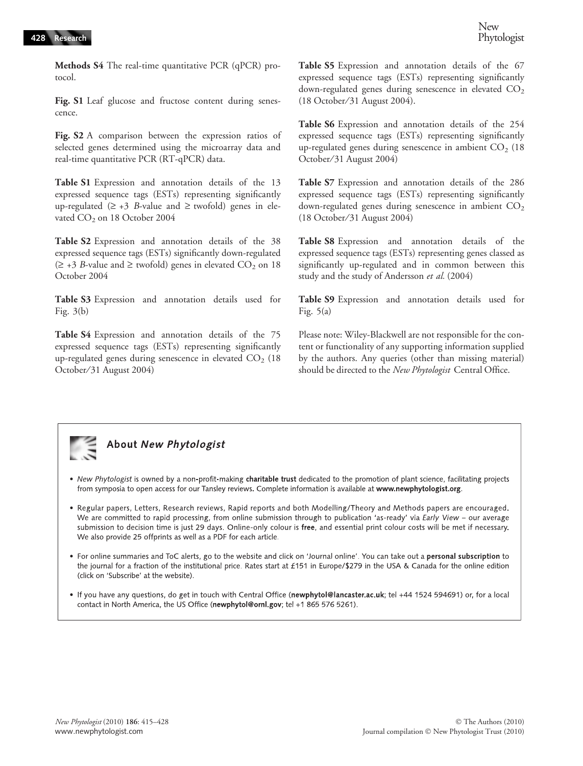**Methods S4** The real-time quantitative PCR (qPCR) protocol.

**Fig. S1** Leaf glucose and fructose content during senescence.

**Fig. S2** A comparison between the expression ratios of selected genes determined using the microarray data and real-time quantitative PCR (RT-qPCR) data.

**Table S1** Expression and annotation details of the 13 expressed sequence tags (ESTs) representing significantly up-regulated (≥ +3 *B*-value and ≥ twofold) genes in elevated $CO_2$ on 18 October 2004

**Table S2** Expression and annotation details of the 38 expressed sequence tags (ESTs) significantly down-regulated (≥ +3 *B*-value and ≥ twofold) genes in elevated $CO_2$ on 18 October 2004

**Table S3** Expression and annotation details used for Fig. 3(b)

**Table S4** Expression and annotation details of the 75 expressed sequence tags (ESTs) representing significantly up-regulated genes during senescence in elevated $CO_2$ (18 October/31 August 2004)

**Table S5** Expression and annotation details of the 67 expressed sequence tags (ESTs) representing significantly down-regulated genes during senescence in elevated $CO_2$ (18 October/31 August 2004).

**Table S6** Expression and annotation details of the 254 expressed sequence tags (ESTs) representing significantly up-regulated genes during senescence in ambient $CO_2$ (18 October/31 August 2004)

**Table S7** Expression and annotation details of the 286 expressed sequence tags (ESTs) representing significantly down-regulated genes during senescence in ambient $CO_2$ (18 October/31 August 2004)

**Table S8** Expression and annotation details of the expressed sequence tags (ESTs) representing genes classed as significantly up-regulated and in common between this study and the study of Andersson *et al.* (2004)

**Table S9** Expression and annotation details used for Fig. 5(a)

Please note: Wiley-Blackwell are not responsible for the content or functionality of any supporting information supplied by the authors. Any queries (other than missing material) should be directed to the *New Phytologist* Central Office.

## About *New Phytologist*

- *New Phytologist* is owned by a non-profit-making **charitable trust** dedicated to the promotion of plant science, facilitating projects from symposia to open access for our Tansley reviews. Complete information is available at **www.newphytologist.org**.
- Regular papers, Letters, Research reviews, Rapid reports and both Modelling/Theory and Methods papers are encouraged. We are committed to rapid processing, from online submission through to publication 'as-ready' via *Early View* – our average submission to decision time is just 29 days. Online-only colour is **free**, and essential print colour costs will be met if necessary. We also provide 25 offprints as well as a PDF for each article.
- For online summaries and ToC alerts, go to the website and click on 'Journal online'. You can take out a **personal subscription** to the journal for a fraction of the institutional price. Rates start at £151 in Europe/$279 in the USA & Canada for the online edition (click on 'Subscribe' at the website).
- If you have any questions, do get in touch with Central Office (**newphytol@lancaster.ac.uk**; tel +44 1524 594691) or, for a local contact in North America, the US Office (**newphytol@ornl.gov**; tel +1 865 576 5261).